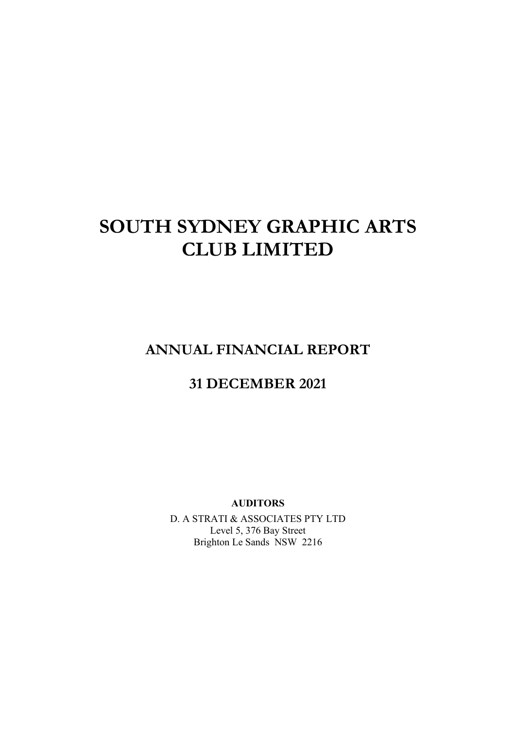# SOUTH SYDNEY GRAPHIC ARTS CLUB LIMITED

## ANNUAL FINANCIAL REPORT

## 31 DECEMBER 2021

**AUDITORS**

D. A STRATI & ASSOCIATES PTY LTD
Level 5, 376 Bay Street
Brighton Le Sands NSW 2216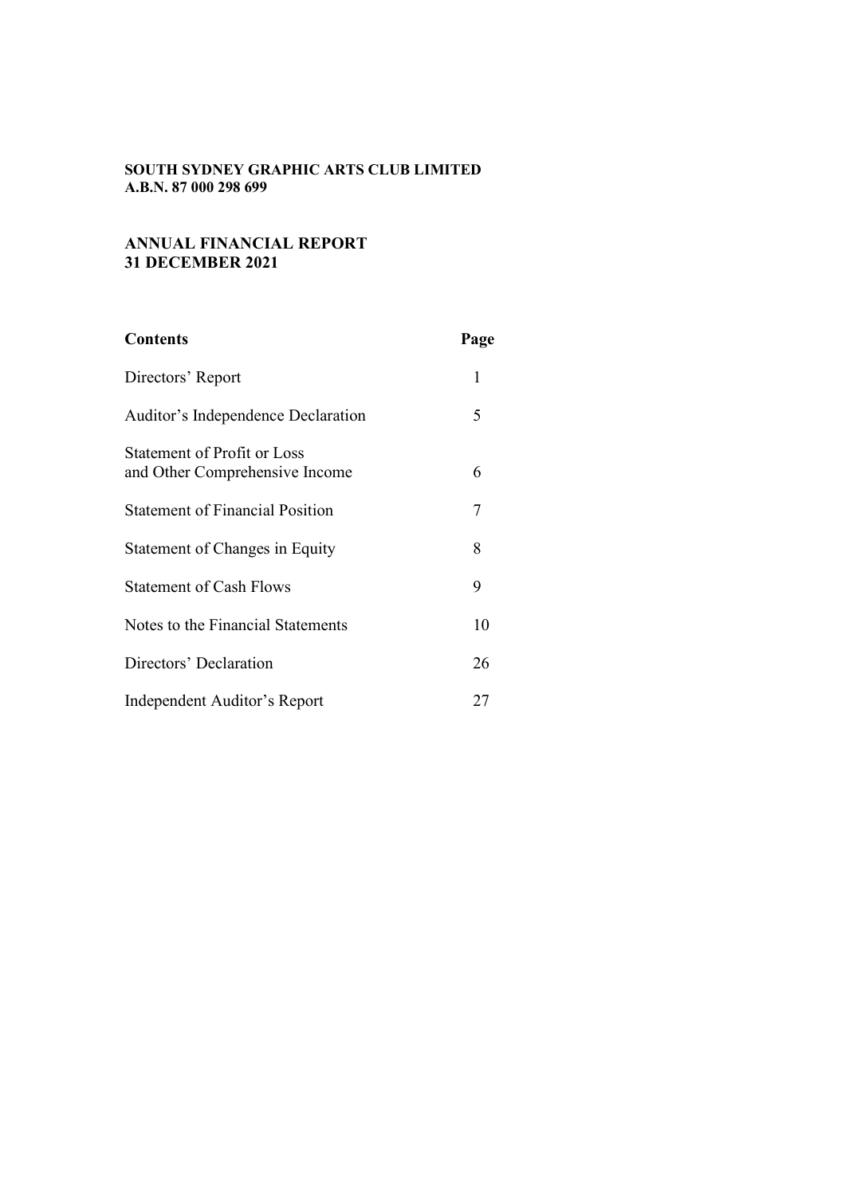**SOUTH SYDNEY GRAPHIC ARTS CLUB LIMITED**
**A.B.N. 87 000 298 699**

**ANNUAL FINANCIAL REPORT**
**31 DECEMBER 2021**

| **Contents** | **Page** |
|---|---|
| Directors' Report | 1 |
| Auditor's Independence Declaration | 5 |
| Statement of Profit or Loss and Other Comprehensive Income | 6 |
| Statement of Financial Position | 7 |
| Statement of Changes in Equity | 8 |
| Statement of Cash Flows | 9 |
| Notes to the Financial Statements | 10 |
| Directors' Declaration | 26 |
| Independent Auditor's Report | 27 |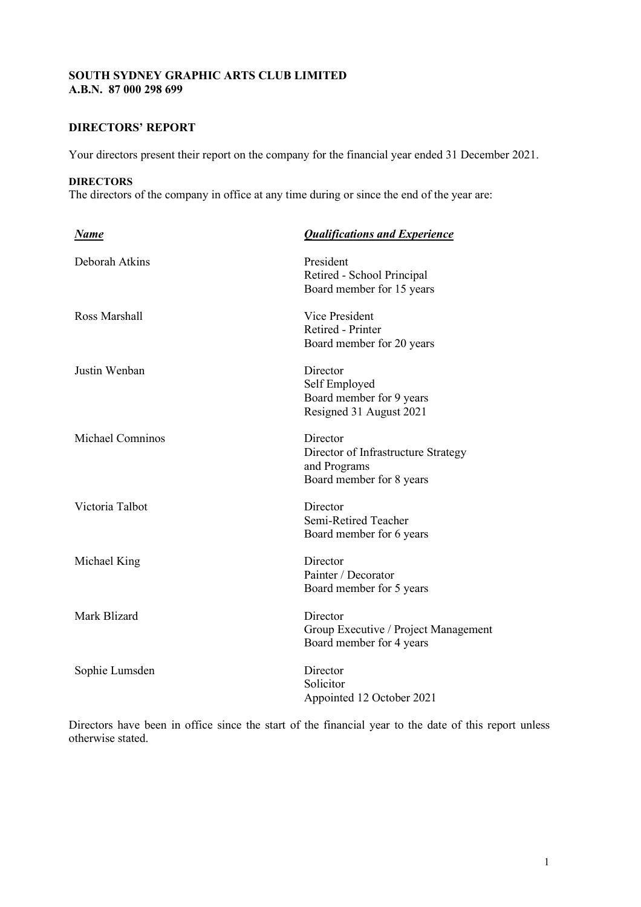**SOUTH SYDNEY GRAPHIC ARTS CLUB LIMITED**
**A.B.N. 87 000 298 699**

## DIRECTORS' REPORT

Your directors present their report on the company for the financial year ended 31 December 2021.

**DIRECTORS**

The directors of the company in office at any time during or since the end of the year are:

| ***Name*** | ***Qualifications and Experience*** |
|---|---|
| Deborah Atkins | President<br>Retired - School Principal<br>Board member for 15 years |
| Ross Marshall | Vice President<br>Retired - Printer<br>Board member for 20 years |
| Justin Wenban | Director<br>Self Employed<br>Board member for 9 years<br>Resigned 31 August 2021 |
| Michael Comninos | Director<br>Director of Infrastructure Strategy and Programs<br>Board member for 8 years |
| Victoria Talbot | Director<br>Semi-Retired Teacher<br>Board member for 6 years |
| Michael King | Director<br>Painter / Decorator<br>Board member for 5 years |
| Mark Blizard | Director<br>Group Executive / Project Management<br>Board member for 4 years |
| Sophie Lumsden | Director<br>Solicitor<br>Appointed 12 October 2021 |

Directors have been in office since the start of the financial year to the date of this report unless otherwise stated.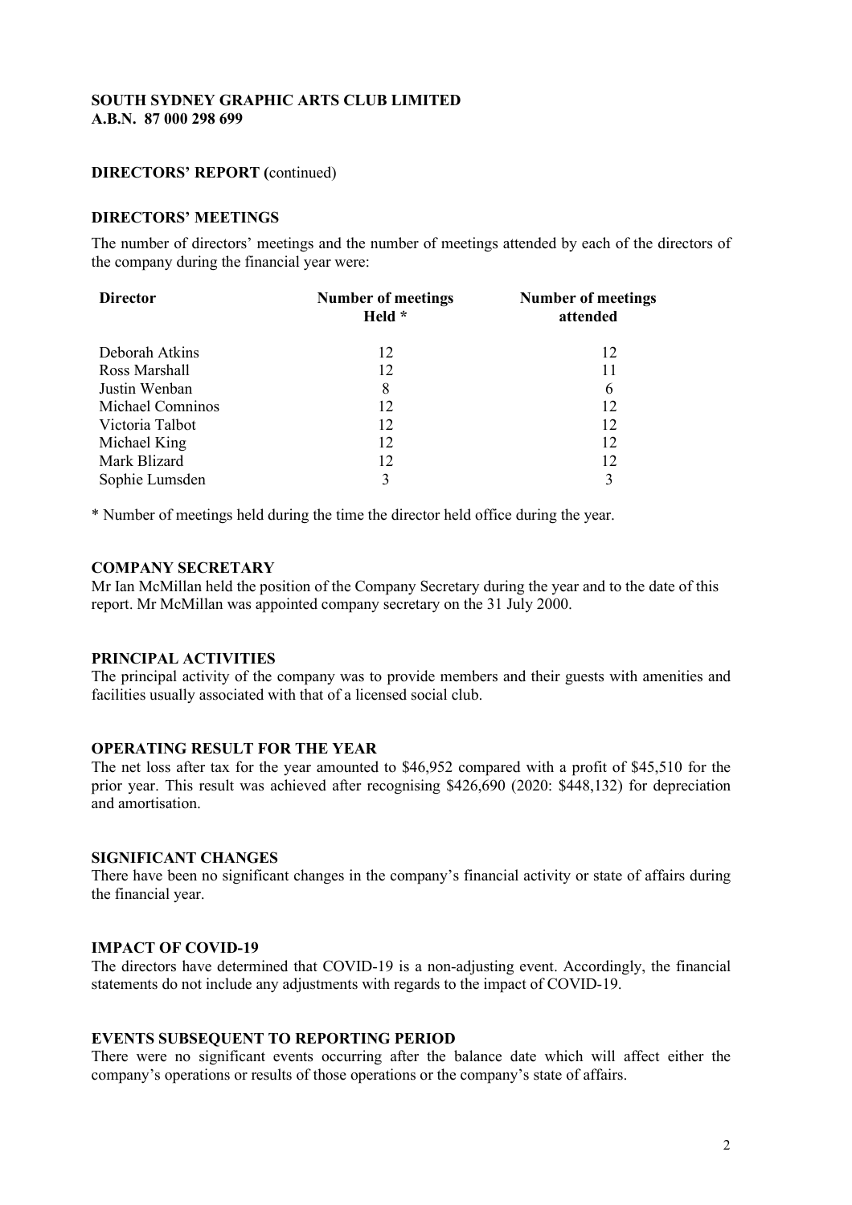**SOUTH SYDNEY GRAPHIC ARTS CLUB LIMITED**
**A.B.N. 87 000 298 699**

**DIRECTORS' REPORT** (continued)

## DIRECTORS' MEETINGS

The number of directors' meetings and the number of meetings attended by each of the directors of the company during the financial year were:

| Director | Number of meetings Held * | Number of meetings attended |
|---|---|---|
| Deborah Atkins | 12 | 12 |
| Ross Marshall | 12 | 11 |
| Justin Wenban | 8 | 6 |
| Michael Comninos | 12 | 12 |
| Victoria Talbot | 12 | 12 |
| Michael King | 12 | 12 |
| Mark Blizard | 12 | 12 |
| Sophie Lumsden | 3 | 3 |

* Number of meetings held during the time the director held office during the year.

## COMPANY SECRETARY

Mr Ian McMillan held the position of the Company Secretary during the year and to the date of this report. Mr McMillan was appointed company secretary on the 31 July 2000.

## PRINCIPAL ACTIVITIES

The principal activity of the company was to provide members and their guests with amenities and facilities usually associated with that of a licensed social club.

## OPERATING RESULT FOR THE YEAR

The net loss after tax for the year amounted to $46,952 compared with a profit of $45,510 for the prior year. This result was achieved after recognising $426,690 (2020: $448,132) for depreciation and amortisation.

## SIGNIFICANT CHANGES

There have been no significant changes in the company's financial activity or state of affairs during the financial year.

## IMPACT OF COVID-19

The directors have determined that COVID-19 is a non-adjusting event. Accordingly, the financial statements do not include any adjustments with regards to the impact of COVID-19.

## EVENTS SUBSEQUENT TO REPORTING PERIOD

There were no significant events occurring after the balance date which will affect either the company's operations or results of those operations or the company's state of affairs.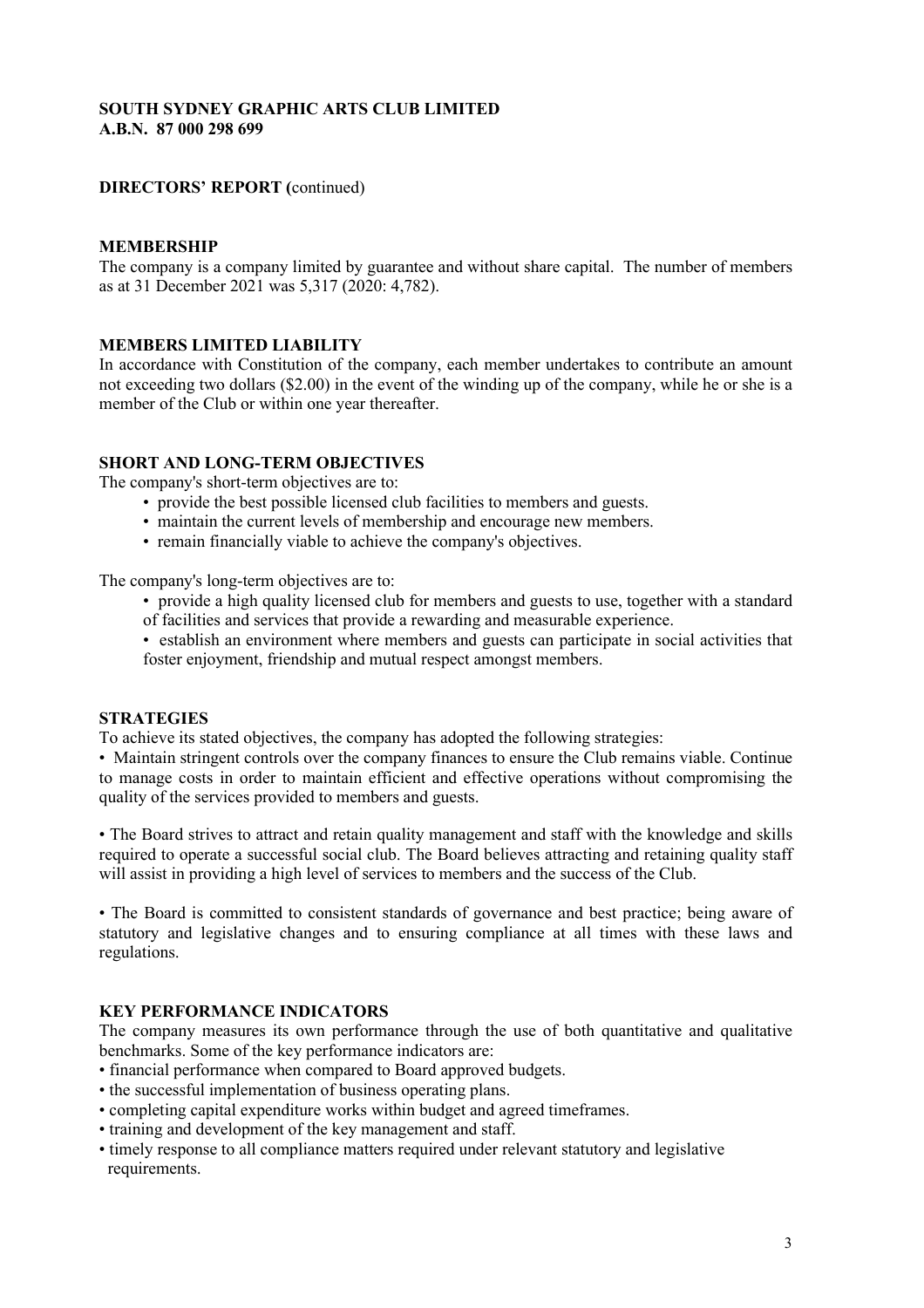**SOUTH SYDNEY GRAPHIC ARTS CLUB LIMITED**
**A.B.N. 87 000 298 699**

**DIRECTORS' REPORT (**continued)

## MEMBERSHIP

The company is a company limited by guarantee and without share capital. The number of members as at 31 December 2021 was 5,317 (2020: 4,782).

## MEMBERS LIMITED LIABILITY

In accordance with Constitution of the company, each member undertakes to contribute an amount not exceeding two dollars ($2.00) in the event of the winding up of the company, while he or she is a member of the Club or within one year thereafter.

## SHORT AND LONG-TERM OBJECTIVES

The company's short-term objectives are to:

- provide the best possible licensed club facilities to members and guests.
- maintain the current levels of membership and encourage new members.
- remain financially viable to achieve the company's objectives.

The company's long-term objectives are to:

- provide a high quality licensed club for members and guests to use, together with a standard of facilities and services that provide a rewarding and measurable experience.
- establish an environment where members and guests can participate in social activities that foster enjoyment, friendship and mutual respect amongst members.

## STRATEGIES

To achieve its stated objectives, the company has adopted the following strategies:

- Maintain stringent controls over the company finances to ensure the Club remains viable. Continue to manage costs in order to maintain efficient and effective operations without compromising the quality of the services provided to members and guests.

- The Board strives to attract and retain quality management and staff with the knowledge and skills required to operate a successful social club. The Board believes attracting and retaining quality staff will assist in providing a high level of services to members and the success of the Club.

- The Board is committed to consistent standards of governance and best practice; being aware of statutory and legislative changes and to ensuring compliance at all times with these laws and regulations.

## KEY PERFORMANCE INDICATORS

The company measures its own performance through the use of both quantitative and qualitative benchmarks. Some of the key performance indicators are:

- financial performance when compared to Board approved budgets.
- the successful implementation of business operating plans.
- completing capital expenditure works within budget and agreed timeframes.
- training and development of the key management and staff.
- timely response to all compliance matters required under relevant statutory and legislative requirements.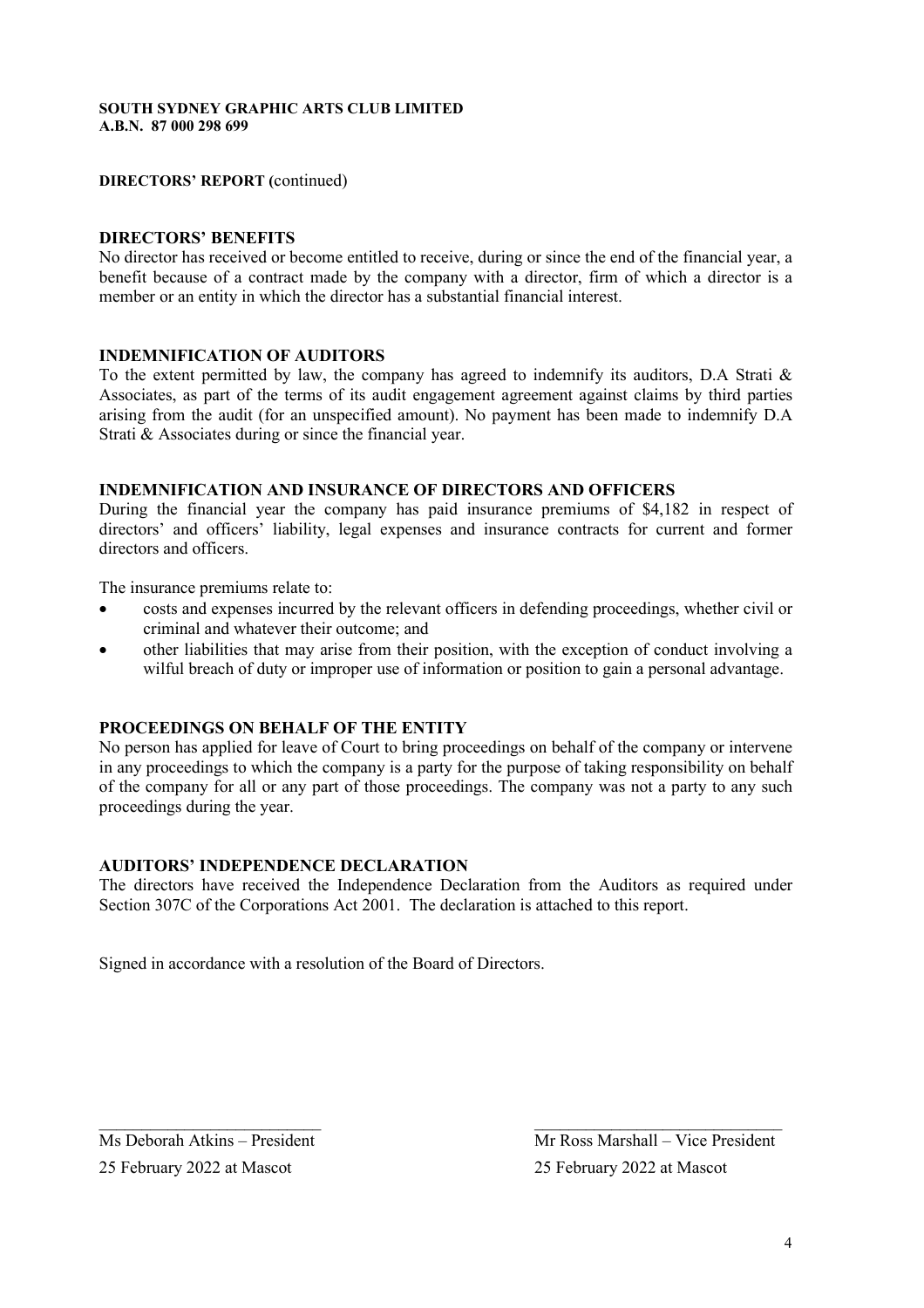**SOUTH SYDNEY GRAPHIC ARTS CLUB LIMITED**
**A.B.N. 87 000 298 699**

**DIRECTORS' REPORT** (continued)

## DIRECTORS' BENEFITS

No director has received or become entitled to receive, during or since the end of the financial year, a benefit because of a contract made by the company with a director, firm of which a director is a member or an entity in which the director has a substantial financial interest.

## INDEMNIFICATION OF AUDITORS

To the extent permitted by law, the company has agreed to indemnify its auditors, D.A Strati & Associates, as part of the terms of its audit engagement agreement against claims by third parties arising from the audit (for an unspecified amount). No payment has been made to indemnify D.A Strati & Associates during or since the financial year.

## INDEMNIFICATION AND INSURANCE OF DIRECTORS AND OFFICERS

During the financial year the company has paid insurance premiums of $4,182 in respect of directors' and officers' liability, legal expenses and insurance contracts for current and former directors and officers.

The insurance premiums relate to:

- costs and expenses incurred by the relevant officers in defending proceedings, whether civil or criminal and whatever their outcome; and
- other liabilities that may arise from their position, with the exception of conduct involving a wilful breach of duty or improper use of information or position to gain a personal advantage.

## PROCEEDINGS ON BEHALF OF THE ENTITY

No person has applied for leave of Court to bring proceedings on behalf of the company or intervene in any proceedings to which the company is a party for the purpose of taking responsibility on behalf of the company for all or any part of those proceedings. The company was not a party to any such proceedings during the year.

## AUDITORS' INDEPENDENCE DECLARATION

The directors have received the Independence Declaration from the Auditors as required under Section 307C of the Corporations Act 2001. The declaration is attached to this report.

Signed in accordance with a resolution of the Board of Directors.

| | |
|---|---|
| Ms Deborah Atkins – President | Mr Ross Marshall – Vice President |
| 25 February 2022 at Mascot | 25 February 2022 at Mascot |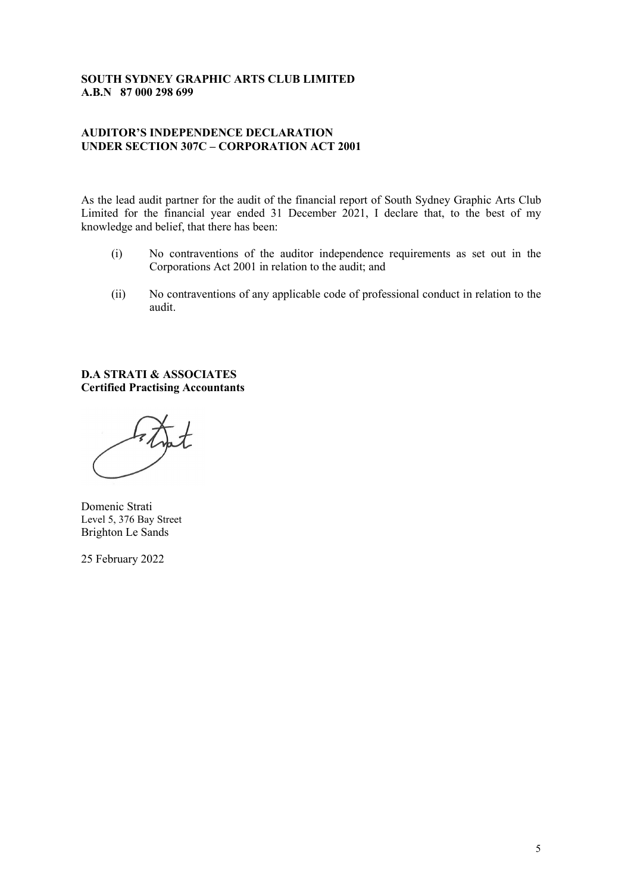**SOUTH SYDNEY GRAPHIC ARTS CLUB LIMITED**
**A.B.N 87 000 298 699**

**AUDITOR'S INDEPENDENCE DECLARATION**
**UNDER SECTION 307C – CORPORATION ACT 2001**

As the lead audit partner for the audit of the financial report of South Sydney Graphic Arts Club Limited for the financial year ended 31 December 2021, I declare that, to the best of my knowledge and belief, that there has been:

(i) No contraventions of the auditor independence requirements as set out in the Corporations Act 2001 in relation to the audit; and

(ii) No contraventions of any applicable code of professional conduct in relation to the audit.

**D.A STRATI & ASSOCIATES**
**Certified Practising Accountants**

Domenic Strati
Level 5, 376 Bay Street
Brighton Le Sands

25 February 2022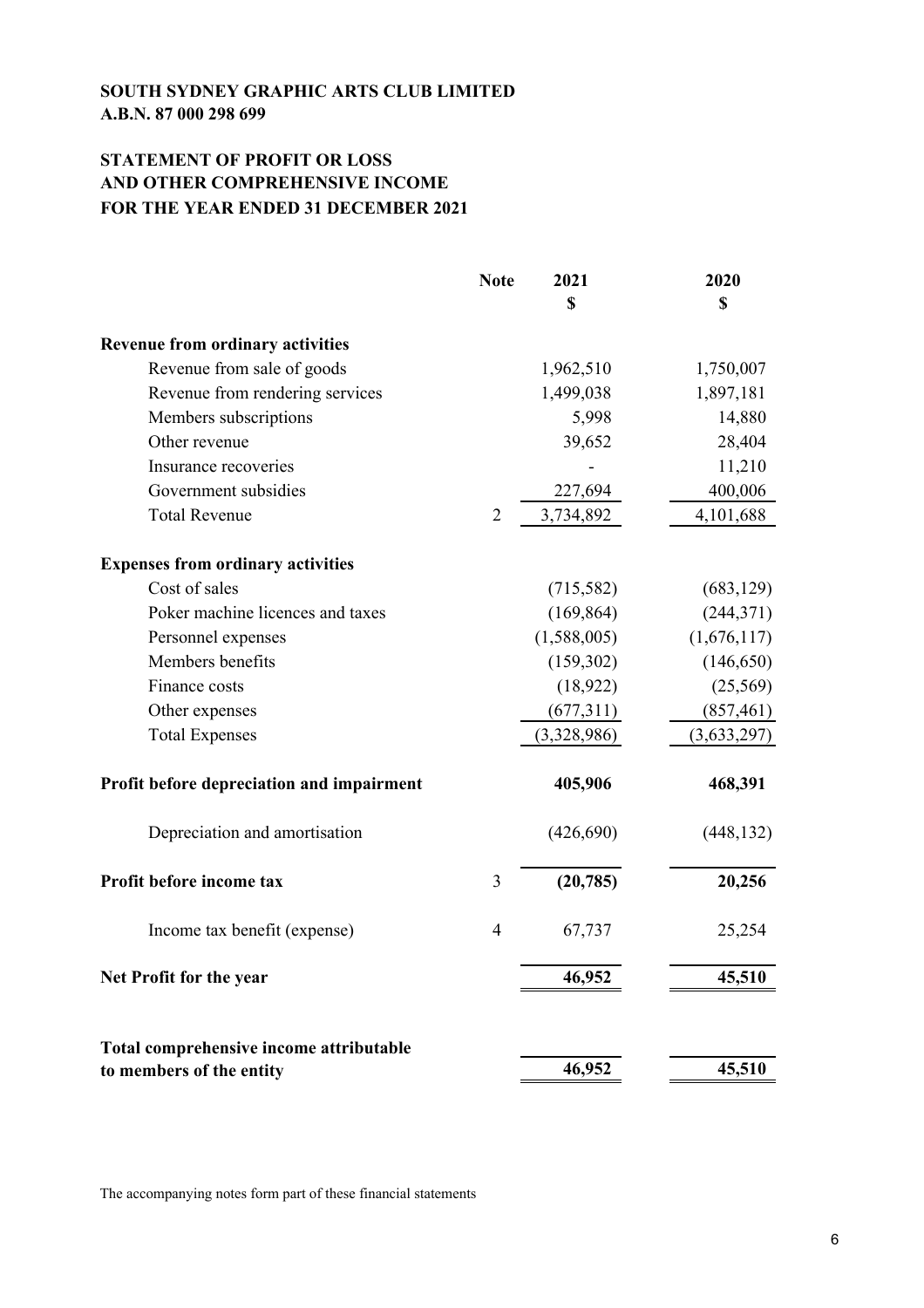**SOUTH SYDNEY GRAPHIC ARTS CLUB LIMITED**
**A.B.N. 87 000 298 699**

# STATEMENT OF PROFIT OR LOSS AND OTHER COMPREHENSIVE INCOME FOR THE YEAR ENDED 31 DECEMBER 2021

| | Note | 2021 $ | 2020 $ |
|---|---|---|---|
| **Revenue from ordinary activities** | | | |
| Revenue from sale of goods | | 1,962,510 | 1,750,007 |
| Revenue from rendering services | | 1,499,038 | 1,897,181 |
| Members subscriptions | | 5,998 | 14,880 |
| Other revenue | | 39,652 | 28,404 |
| Insurance recoveries | | - | 11,210 |
| Government subsidies | | 227,694 | 400,006 |
| Total Revenue | 2 | 3,734,892 | 4,101,688 |
| **Expenses from ordinary activities** | | | |
| Cost of sales | | (715,582) | (683,129) |
| Poker machine licences and taxes | | (169,864) | (244,371) |
| Personnel expenses | | (1,588,005) | (1,676,117) |
| Members benefits | | (159,302) | (146,650) |
| Finance costs | | (18,922) | (25,569) |
| Other expenses | | (677,311) | (857,461) |
| Total Expenses | | (3,328,986) | (3,633,297) |
| **Profit before depreciation and impairment** | | **405,906** | **468,391** |
| Depreciation and amortisation | | (426,690) | (448,132) |
| **Profit before income tax** | 3 | **(20,785)** | **20,256** |
| Income tax benefit (expense) | 4 | 67,737 | 25,254 |
| **Net Profit for the year** | | **46,952** | **45,510** |
| **Total comprehensive income attributable to members of the entity** | | **46,952** | **45,510** |

The accompanying notes form part of these financial statements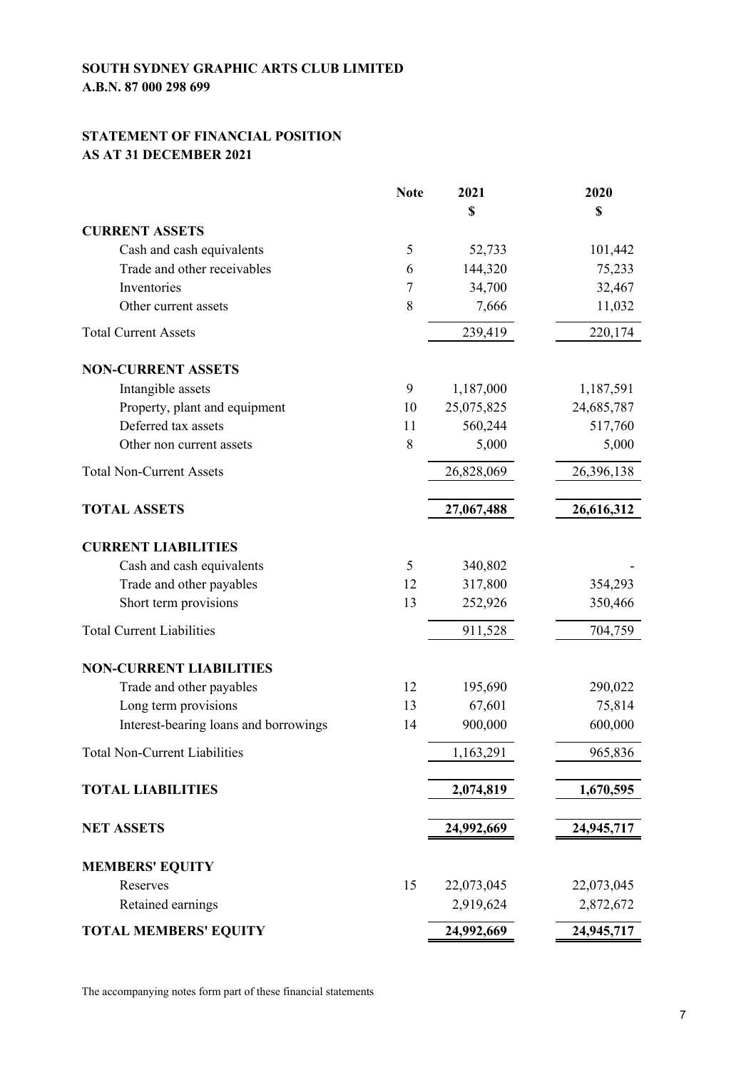**SOUTH SYDNEY GRAPHIC ARTS CLUB LIMITED**
**A.B.N. 87 000 298 699**

**STATEMENT OF FINANCIAL POSITION**
**AS AT 31 DECEMBER 2021**

| | Note | 2021 | 2020 |
|---|---|---|---|
| | | $ | $ |
| **CURRENT ASSETS** | | | |
| Cash and cash equivalents | 5 | 52,733 | 101,442 |
| Trade and other receivables | 6 | 144,320 | 75,233 |
| Inventories | 7 | 34,700 | 32,467 |
| Other current assets | 8 | 7,666 | 11,032 |
| Total Current Assets | | 239,419 | 220,174 |
| **NON-CURRENT ASSETS** | | | |
| Intangible assets | 9 | 1,187,000 | 1,187,591 |
| Property, plant and equipment | 10 | 25,075,825 | 24,685,787 |
| Deferred tax assets | 11 | 560,244 | 517,760 |
| Other non current assets | 8 | 5,000 | 5,000 |
| Total Non-Current Assets | | 26,828,069 | 26,396,138 |
| **TOTAL ASSETS** | | **27,067,488** | **26,616,312** |
| **CURRENT LIABILITIES** | | | |
| Cash and cash equivalents | 5 | 340,802 | - |
| Trade and other payables | 12 | 317,800 | 354,293 |
| Short term provisions | 13 | 252,926 | 350,466 |
| Total Current Liabilities | | 911,528 | 704,759 |
| **NON-CURRENT LIABILITIES** | | | |
| Trade and other payables | 12 | 195,690 | 290,022 |
| Long term provisions | 13 | 67,601 | 75,814 |
| Interest-bearing loans and borrowings | 14 | 900,000 | 600,000 |
| Total Non-Current Liabilities | | 1,163,291 | 965,836 |
| **TOTAL LIABILITIES** | | **2,074,819** | **1,670,595** |
| **NET ASSETS** | | **24,992,669** | **24,945,717** |
| **MEMBERS' EQUITY** | | | |
| Reserves | 15 | 22,073,045 | 22,073,045 |
| Retained earnings | | 2,919,624 | 2,872,672 |
| **TOTAL MEMBERS' EQUITY** | | **24,992,669** | **24,945,717** |

The accompanying notes form part of these financial statements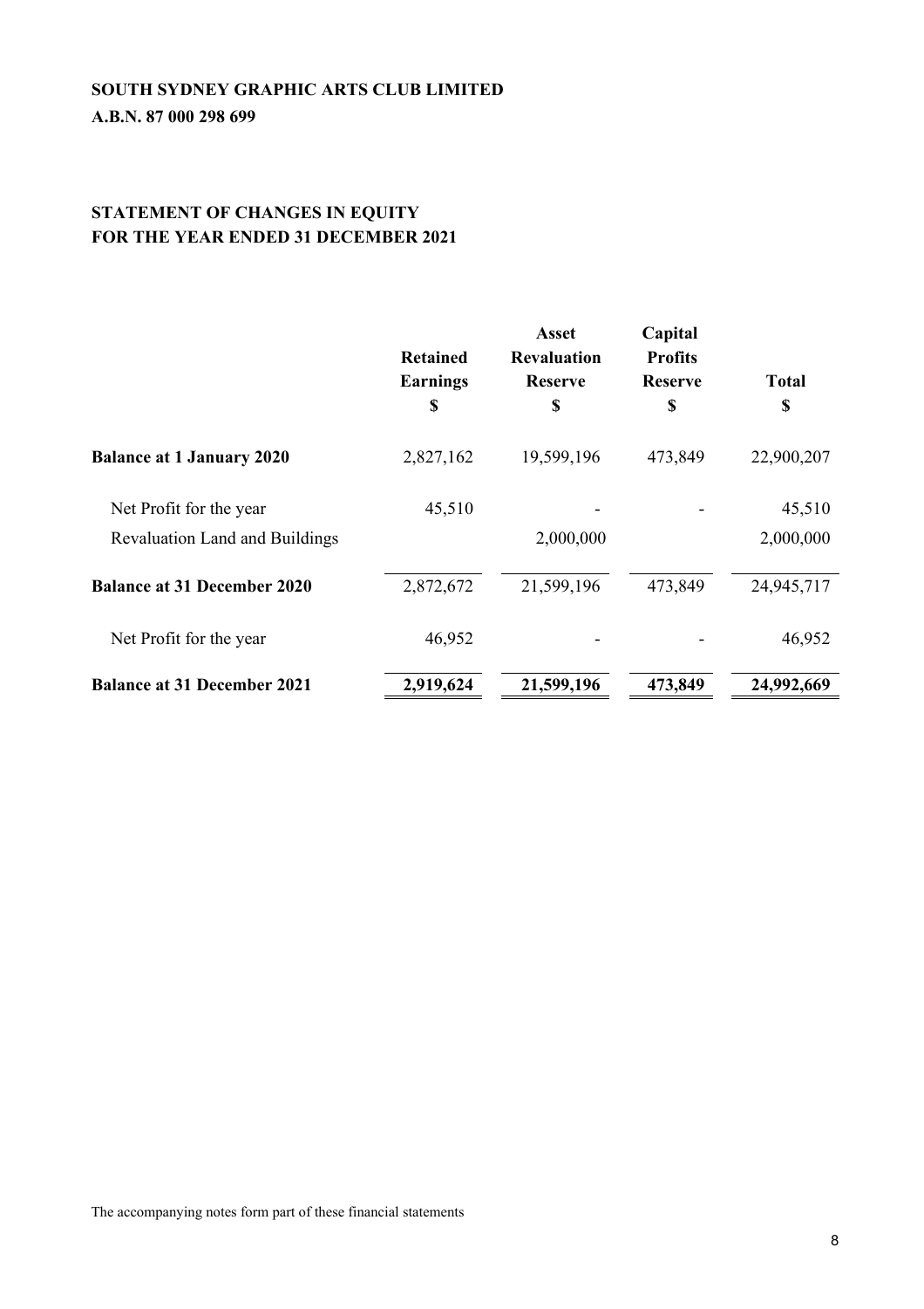**SOUTH SYDNEY GRAPHIC ARTS CLUB LIMITED**
**A.B.N. 87 000 298 699**

**STATEMENT OF CHANGES IN EQUITY**
**FOR THE YEAR ENDED 31 DECEMBER 2021**

| | Retained Earnings $ | Asset Revaluation Reserve $ | Capital Profits Reserve $ | Total $ |
|---|---|---|---|---|
| **Balance at 1 January 2020** | 2,827,162 | 19,599,196 | 473,849 | 22,900,207 |
| Net Profit for the year | 45,510 | - | - | 45,510 |
| Revaluation Land and Buildings | | 2,000,000 | | 2,000,000 |
| **Balance at 31 December 2020** | 2,872,672 | 21,599,196 | 473,849 | 24,945,717 |
| Net Profit for the year | 46,952 | - | - | 46,952 |
| **Balance at 31 December 2021** | **2,919,624** | **21,599,196** | **473,849** | **24,992,669** |

The accompanying notes form part of these financial statements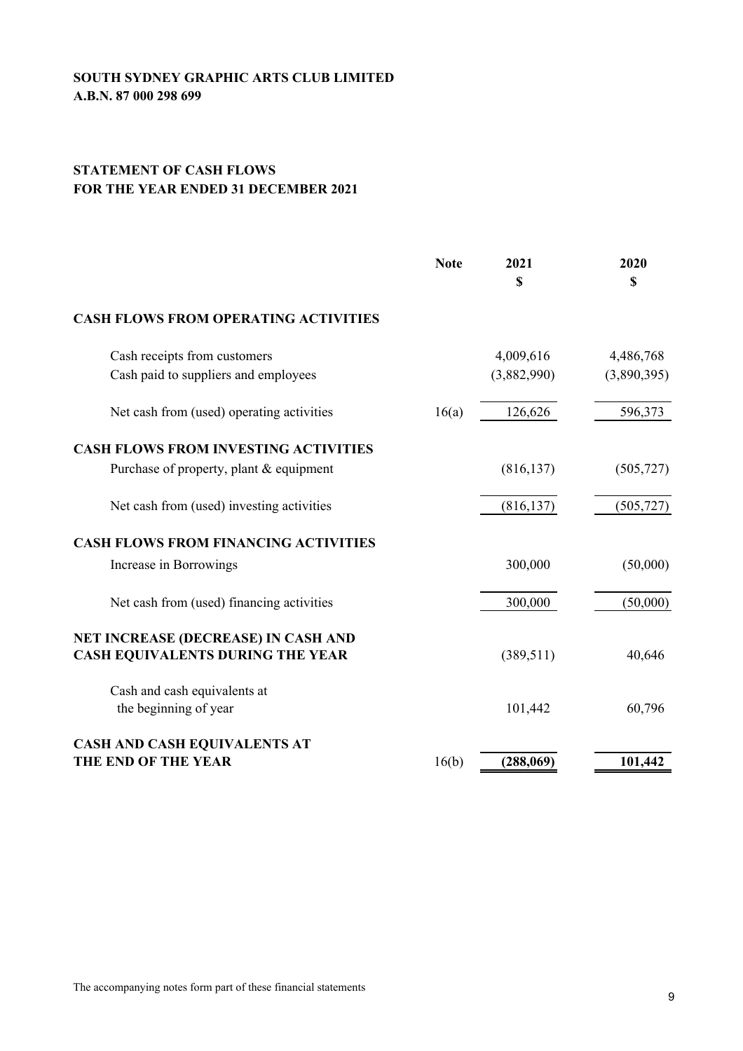**SOUTH SYDNEY GRAPHIC ARTS CLUB LIMITED**
**A.B.N. 87 000 298 699**

## STATEMENT OF CASH FLOWS
## FOR THE YEAR ENDED 31 DECEMBER 2021

| | Note | 2021 $ | 2020 $ |
|---|---|---|---|
| **CASH FLOWS FROM OPERATING ACTIVITIES** | | | |
| Cash receipts from customers | | 4,009,616 | 4,486,768 |
| Cash paid to suppliers and employees | | (3,882,990) | (3,890,395) |
| Net cash from (used) operating activities | 16(a) | 126,626 | 596,373 |
| **CASH FLOWS FROM INVESTING ACTIVITIES** | | | |
| Purchase of property, plant & equipment | | (816,137) | (505,727) |
| Net cash from (used) investing activities | | (816,137) | (505,727) |
| **CASH FLOWS FROM FINANCING ACTIVITIES** | | | |
| Increase in Borrowings | | 300,000 | (50,000) |
| Net cash from (used) financing activities | | 300,000 | (50,000) |
| **NET INCREASE (DECREASE) IN CASH AND CASH EQUIVALENTS DURING THE YEAR** | | (389,511) | 40,646 |
| Cash and cash equivalents at the beginning of year | | 101,442 | 60,796 |
| **CASH AND CASH EQUIVALENTS AT THE END OF THE YEAR** | 16(b) | **(288,069)** | **101,442** |

The accompanying notes form part of these financial statements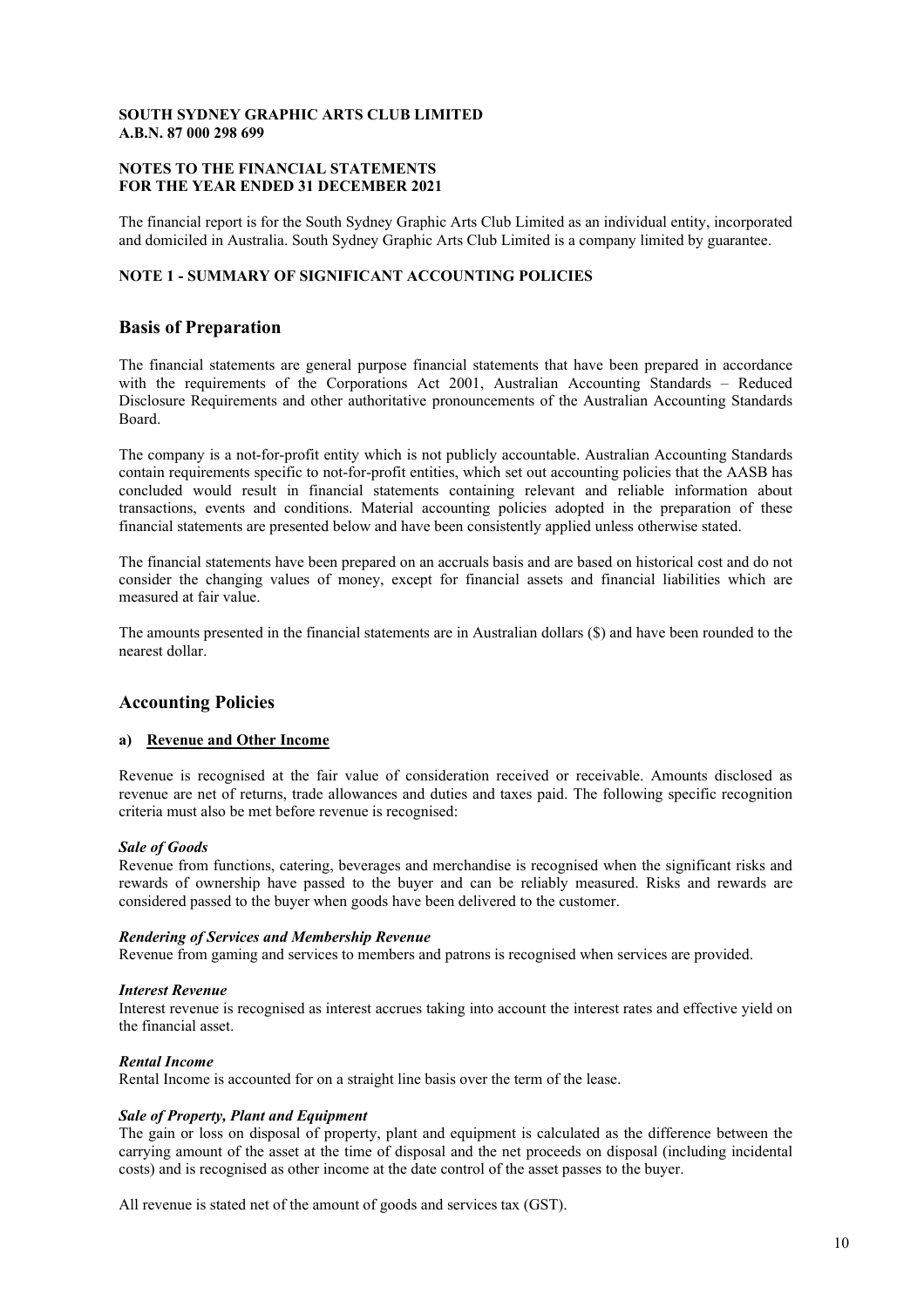**SOUTH SYDNEY GRAPHIC ARTS CLUB LIMITED**
**A.B.N. 87 000 298 699**

**NOTES TO THE FINANCIAL STATEMENTS**
**FOR THE YEAR ENDED 31 DECEMBER 2021**

The financial report is for the South Sydney Graphic Arts Club Limited as an individual entity, incorporated and domiciled in Australia. South Sydney Graphic Arts Club Limited is a company limited by guarantee.

**NOTE 1 - SUMMARY OF SIGNIFICANT ACCOUNTING POLICIES**

## Basis of Preparation

The financial statements are general purpose financial statements that have been prepared in accordance with the requirements of the Corporations Act 2001, Australian Accounting Standards – Reduced Disclosure Requirements and other authoritative pronouncements of the Australian Accounting Standards Board.

The company is a not-for-profit entity which is not publicly accountable. Australian Accounting Standards contain requirements specific to not-for-profit entities, which set out accounting policies that the AASB has concluded would result in financial statements containing relevant and reliable information about transactions, events and conditions. Material accounting policies adopted in the preparation of these financial statements are presented below and have been consistently applied unless otherwise stated.

The financial statements have been prepared on an accruals basis and are based on historical cost and do not consider the changing values of money, except for financial assets and financial liabilities which are measured at fair value.

The amounts presented in the financial statements are in Australian dollars ($) and have been rounded to the nearest dollar.

## Accounting Policies

### a) Revenue and Other Income

Revenue is recognised at the fair value of consideration received or receivable. Amounts disclosed as revenue are net of returns, trade allowances and duties and taxes paid. The following specific recognition criteria must also be met before revenue is recognised:

***Sale of Goods***
Revenue from functions, catering, beverages and merchandise is recognised when the significant risks and rewards of ownership have passed to the buyer and can be reliably measured. Risks and rewards are considered passed to the buyer when goods have been delivered to the customer.

***Rendering of Services and Membership Revenue***
Revenue from gaming and services to members and patrons is recognised when services are provided.

***Interest Revenue***
Interest revenue is recognised as interest accrues taking into account the interest rates and effective yield on the financial asset.

***Rental Income***
Rental Income is accounted for on a straight line basis over the term of the lease.

***Sale of Property, Plant and Equipment***
The gain or loss on disposal of property, plant and equipment is calculated as the difference between the carrying amount of the asset at the time of disposal and the net proceeds on disposal (including incidental costs) and is recognised as other income at the date control of the asset passes to the buyer.

All revenue is stated net of the amount of goods and services tax (GST).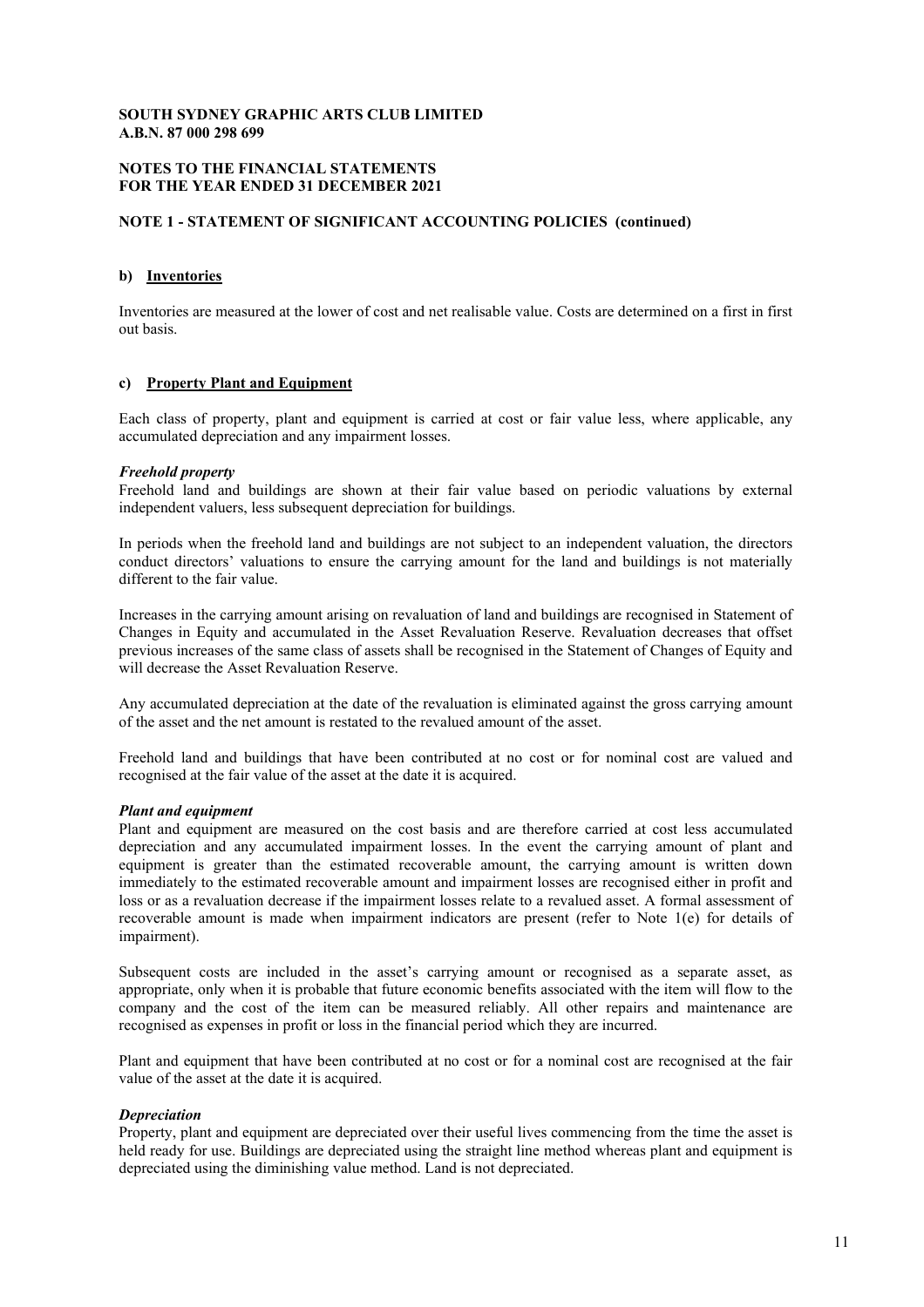**SOUTH SYDNEY GRAPHIC ARTS CLUB LIMITED**
**A.B.N. 87 000 298 699**

**NOTES TO THE FINANCIAL STATEMENTS**
**FOR THE YEAR ENDED 31 DECEMBER 2021**

## NOTE 1 - STATEMENT OF SIGNIFICANT ACCOUNTING POLICIES (continued)

### b) Inventories

Inventories are measured at the lower of cost and net realisable value. Costs are determined on a first in first out basis.

### c) Property Plant and Equipment

Each class of property, plant and equipment is carried at cost or fair value less, where applicable, any accumulated depreciation and any impairment losses.

***Freehold property***
Freehold land and buildings are shown at their fair value based on periodic valuations by external independent valuers, less subsequent depreciation for buildings.

In periods when the freehold land and buildings are not subject to an independent valuation, the directors conduct directors' valuations to ensure the carrying amount for the land and buildings is not materially different to the fair value.

Increases in the carrying amount arising on revaluation of land and buildings are recognised in Statement of Changes in Equity and accumulated in the Asset Revaluation Reserve. Revaluation decreases that offset previous increases of the same class of assets shall be recognised in the Statement of Changes of Equity and will decrease the Asset Revaluation Reserve.

Any accumulated depreciation at the date of the revaluation is eliminated against the gross carrying amount of the asset and the net amount is restated to the revalued amount of the asset.

Freehold land and buildings that have been contributed at no cost or for nominal cost are valued and recognised at the fair value of the asset at the date it is acquired.

***Plant and equipment***
Plant and equipment are measured on the cost basis and are therefore carried at cost less accumulated depreciation and any accumulated impairment losses. In the event the carrying amount of plant and equipment is greater than the estimated recoverable amount, the carrying amount is written down immediately to the estimated recoverable amount and impairment losses are recognised either in profit and loss or as a revaluation decrease if the impairment losses relate to a revalued asset. A formal assessment of recoverable amount is made when impairment indicators are present (refer to Note 1(e) for details of impairment).

Subsequent costs are included in the asset's carrying amount or recognised as a separate asset, as appropriate, only when it is probable that future economic benefits associated with the item will flow to the company and the cost of the item can be measured reliably. All other repairs and maintenance are recognised as expenses in profit or loss in the financial period which they are incurred.

Plant and equipment that have been contributed at no cost or for a nominal cost are recognised at the fair value of the asset at the date it is acquired.

***Depreciation***
Property, plant and equipment are depreciated over their useful lives commencing from the time the asset is held ready for use. Buildings are depreciated using the straight line method whereas plant and equipment is depreciated using the diminishing value method. Land is not depreciated.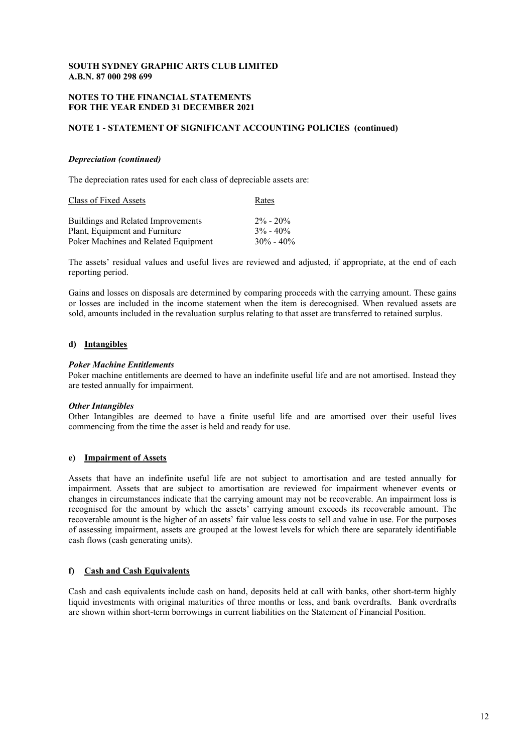**SOUTH SYDNEY GRAPHIC ARTS CLUB LIMITED**
**A.B.N. 87 000 298 699**

**NOTES TO THE FINANCIAL STATEMENTS**
**FOR THE YEAR ENDED 31 DECEMBER 2021**

**NOTE 1 - STATEMENT OF SIGNIFICANT ACCOUNTING POLICIES (continued)**

***Depreciation (continued)***

The depreciation rates used for each class of depreciable assets are:

| Class of Fixed Assets | Rates |
|---|---|
| Buildings and Related Improvements | 2% - 20% |
| Plant, Equipment and Furniture | 3% - 40% |
| Poker Machines and Related Equipment | 30% - 40% |

The assets' residual values and useful lives are reviewed and adjusted, if appropriate, at the end of each reporting period.

Gains and losses on disposals are determined by comparing proceeds with the carrying amount. These gains or losses are included in the income statement when the item is derecognised. When revalued assets are sold, amounts included in the revaluation surplus relating to that asset are transferred to retained surplus.

**d) Intangibles**

***Poker Machine Entitlements***
Poker machine entitlements are deemed to have an indefinite useful life and are not amortised. Instead they are tested annually for impairment.

***Other Intangibles***
Other Intangibles are deemed to have a finite useful life and are amortised over their useful lives commencing from the time the asset is held and ready for use.

**e) Impairment of Assets**

Assets that have an indefinite useful life are not subject to amortisation and are tested annually for impairment. Assets that are subject to amortisation are reviewed for impairment whenever events or changes in circumstances indicate that the carrying amount may not be recoverable. An impairment loss is recognised for the amount by which the assets' carrying amount exceeds its recoverable amount. The recoverable amount is the higher of an assets' fair value less costs to sell and value in use. For the purposes of assessing impairment, assets are grouped at the lowest levels for which there are separately identifiable cash flows (cash generating units).

**f) Cash and Cash Equivalents**

Cash and cash equivalents include cash on hand, deposits held at call with banks, other short-term highly liquid investments with original maturities of three months or less, and bank overdrafts. Bank overdrafts are shown within short-term borrowings in current liabilities on the Statement of Financial Position.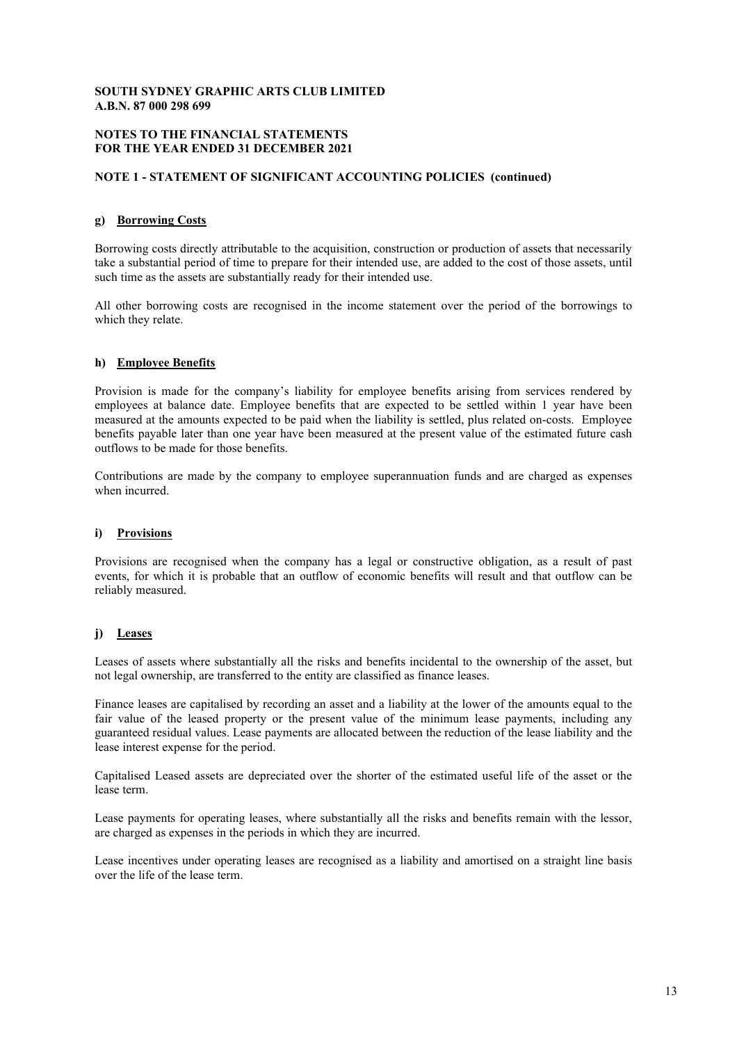**SOUTH SYDNEY GRAPHIC ARTS CLUB LIMITED**
**A.B.N. 87 000 298 699**

**NOTES TO THE FINANCIAL STATEMENTS**
**FOR THE YEAR ENDED 31 DECEMBER 2021**

**NOTE 1 - STATEMENT OF SIGNIFICANT ACCOUNTING POLICIES (continued)**

**g) Borrowing Costs**

Borrowing costs directly attributable to the acquisition, construction or production of assets that necessarily take a substantial period of time to prepare for their intended use, are added to the cost of those assets, until such time as the assets are substantially ready for their intended use.

All other borrowing costs are recognised in the income statement over the period of the borrowings to which they relate.

**h) Employee Benefits**

Provision is made for the company's liability for employee benefits arising from services rendered by employees at balance date. Employee benefits that are expected to be settled within 1 year have been measured at the amounts expected to be paid when the liability is settled, plus related on-costs. Employee benefits payable later than one year have been measured at the present value of the estimated future cash outflows to be made for those benefits.

Contributions are made by the company to employee superannuation funds and are charged as expenses when incurred.

**i) Provisions**

Provisions are recognised when the company has a legal or constructive obligation, as a result of past events, for which it is probable that an outflow of economic benefits will result and that outflow can be reliably measured.

**j) Leases**

Leases of assets where substantially all the risks and benefits incidental to the ownership of the asset, but not legal ownership, are transferred to the entity are classified as finance leases.

Finance leases are capitalised by recording an asset and a liability at the lower of the amounts equal to the fair value of the leased property or the present value of the minimum lease payments, including any guaranteed residual values. Lease payments are allocated between the reduction of the lease liability and the lease interest expense for the period.

Capitalised Leased assets are depreciated over the shorter of the estimated useful life of the asset or the lease term.

Lease payments for operating leases, where substantially all the risks and benefits remain with the lessor, are charged as expenses in the periods in which they are incurred.

Lease incentives under operating leases are recognised as a liability and amortised on a straight line basis over the life of the lease term.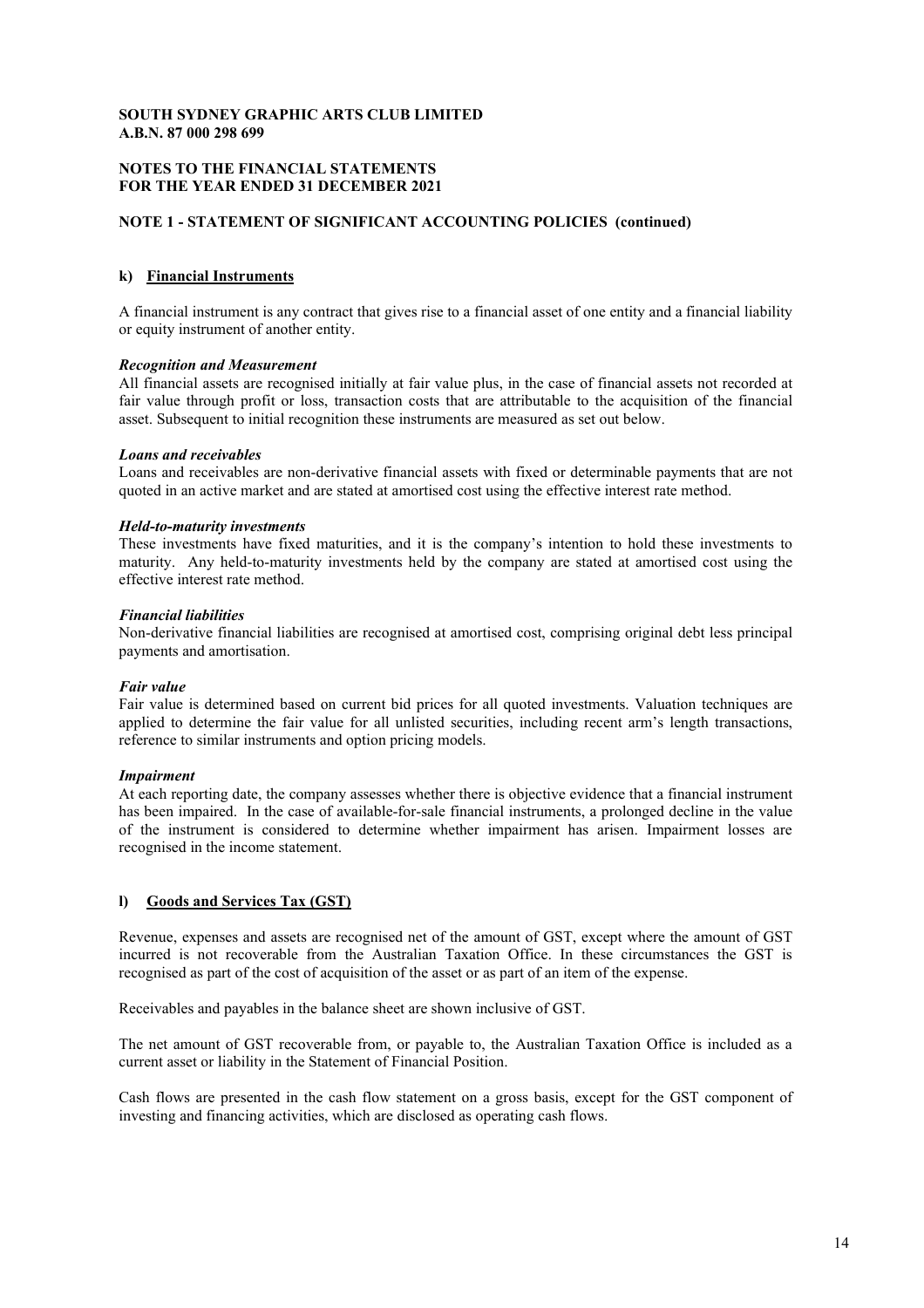**SOUTH SYDNEY GRAPHIC ARTS CLUB LIMITED**
**A.B.N. 87 000 298 699**

**NOTES TO THE FINANCIAL STATEMENTS**
**FOR THE YEAR ENDED 31 DECEMBER 2021**

**NOTE 1 - STATEMENT OF SIGNIFICANT ACCOUNTING POLICIES (continued)**

### k) Financial Instruments

A financial instrument is any contract that gives rise to a financial asset of one entity and a financial liability or equity instrument of another entity.

***Recognition and Measurement***
All financial assets are recognised initially at fair value plus, in the case of financial assets not recorded at fair value through profit or loss, transaction costs that are attributable to the acquisition of the financial asset. Subsequent to initial recognition these instruments are measured as set out below.

***Loans and receivables***
Loans and receivables are non-derivative financial assets with fixed or determinable payments that are not quoted in an active market and are stated at amortised cost using the effective interest rate method.

***Held-to-maturity investments***
These investments have fixed maturities, and it is the company's intention to hold these investments to maturity. Any held-to-maturity investments held by the company are stated at amortised cost using the effective interest rate method.

***Financial liabilities***
Non-derivative financial liabilities are recognised at amortised cost, comprising original debt less principal payments and amortisation.

***Fair value***
Fair value is determined based on current bid prices for all quoted investments. Valuation techniques are applied to determine the fair value for all unlisted securities, including recent arm's length transactions, reference to similar instruments and option pricing models.

***Impairment***
At each reporting date, the company assesses whether there is objective evidence that a financial instrument has been impaired. In the case of available-for-sale financial instruments, a prolonged decline in the value of the instrument is considered to determine whether impairment has arisen. Impairment losses are recognised in the income statement.

### l) Goods and Services Tax (GST)

Revenue, expenses and assets are recognised net of the amount of GST, except where the amount of GST incurred is not recoverable from the Australian Taxation Office. In these circumstances the GST is recognised as part of the cost of acquisition of the asset or as part of an item of the expense.

Receivables and payables in the balance sheet are shown inclusive of GST.

The net amount of GST recoverable from, or payable to, the Australian Taxation Office is included as a current asset or liability in the Statement of Financial Position.

Cash flows are presented in the cash flow statement on a gross basis, except for the GST component of investing and financing activities, which are disclosed as operating cash flows.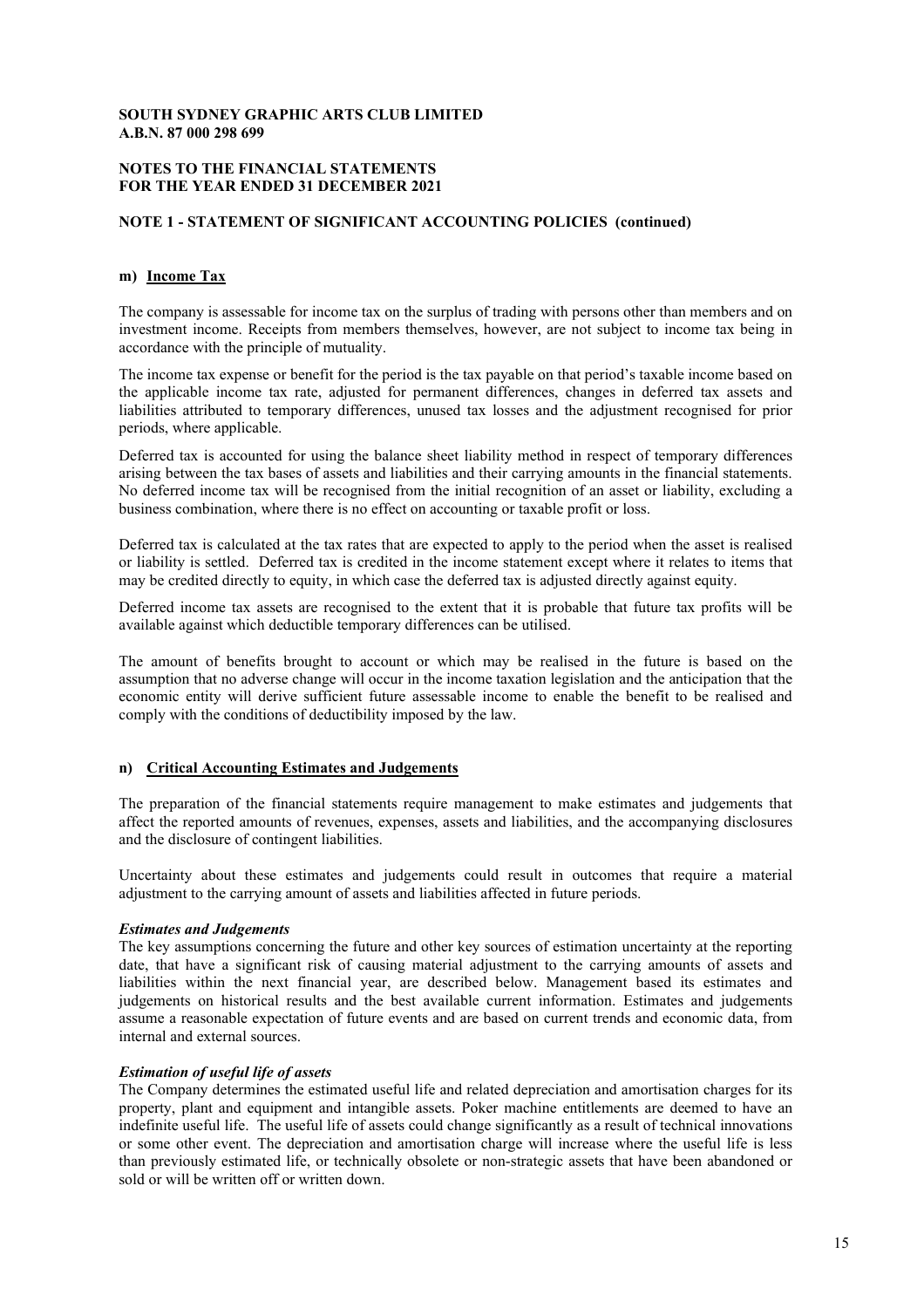**SOUTH SYDNEY GRAPHIC ARTS CLUB LIMITED**
**A.B.N. 87 000 298 699**

**NOTES TO THE FINANCIAL STATEMENTS**
**FOR THE YEAR ENDED 31 DECEMBER 2021**

**NOTE 1 - STATEMENT OF SIGNIFICANT ACCOUNTING POLICIES (continued)**

**m) Income Tax**

The company is assessable for income tax on the surplus of trading with persons other than members and on investment income. Receipts from members themselves, however, are not subject to income tax being in accordance with the principle of mutuality.

The income tax expense or benefit for the period is the tax payable on that period's taxable income based on the applicable income tax rate, adjusted for permanent differences, changes in deferred tax assets and liabilities attributed to temporary differences, unused tax losses and the adjustment recognised for prior periods, where applicable.

Deferred tax is accounted for using the balance sheet liability method in respect of temporary differences arising between the tax bases of assets and liabilities and their carrying amounts in the financial statements. No deferred income tax will be recognised from the initial recognition of an asset or liability, excluding a business combination, where there is no effect on accounting or taxable profit or loss.

Deferred tax is calculated at the tax rates that are expected to apply to the period when the asset is realised or liability is settled. Deferred tax is credited in the income statement except where it relates to items that may be credited directly to equity, in which case the deferred tax is adjusted directly against equity.

Deferred income tax assets are recognised to the extent that it is probable that future tax profits will be available against which deductible temporary differences can be utilised.

The amount of benefits brought to account or which may be realised in the future is based on the assumption that no adverse change will occur in the income taxation legislation and the anticipation that the economic entity will derive sufficient future assessable income to enable the benefit to be realised and comply with the conditions of deductibility imposed by the law.

**n) Critical Accounting Estimates and Judgements**

The preparation of the financial statements require management to make estimates and judgements that affect the reported amounts of revenues, expenses, assets and liabilities, and the accompanying disclosures and the disclosure of contingent liabilities.

Uncertainty about these estimates and judgements could result in outcomes that require a material adjustment to the carrying amount of assets and liabilities affected in future periods.

***Estimates and Judgements***
The key assumptions concerning the future and other key sources of estimation uncertainty at the reporting date, that have a significant risk of causing material adjustment to the carrying amounts of assets and liabilities within the next financial year, are described below. Management based its estimates and judgements on historical results and the best available current information. Estimates and judgements assume a reasonable expectation of future events and are based on current trends and economic data, from internal and external sources.

***Estimation of useful life of assets***
The Company determines the estimated useful life and related depreciation and amortisation charges for its property, plant and equipment and intangible assets. Poker machine entitlements are deemed to have an indefinite useful life. The useful life of assets could change significantly as a result of technical innovations or some other event. The depreciation and amortisation charge will increase where the useful life is less than previously estimated life, or technically obsolete or non-strategic assets that have been abandoned or sold or will be written off or written down.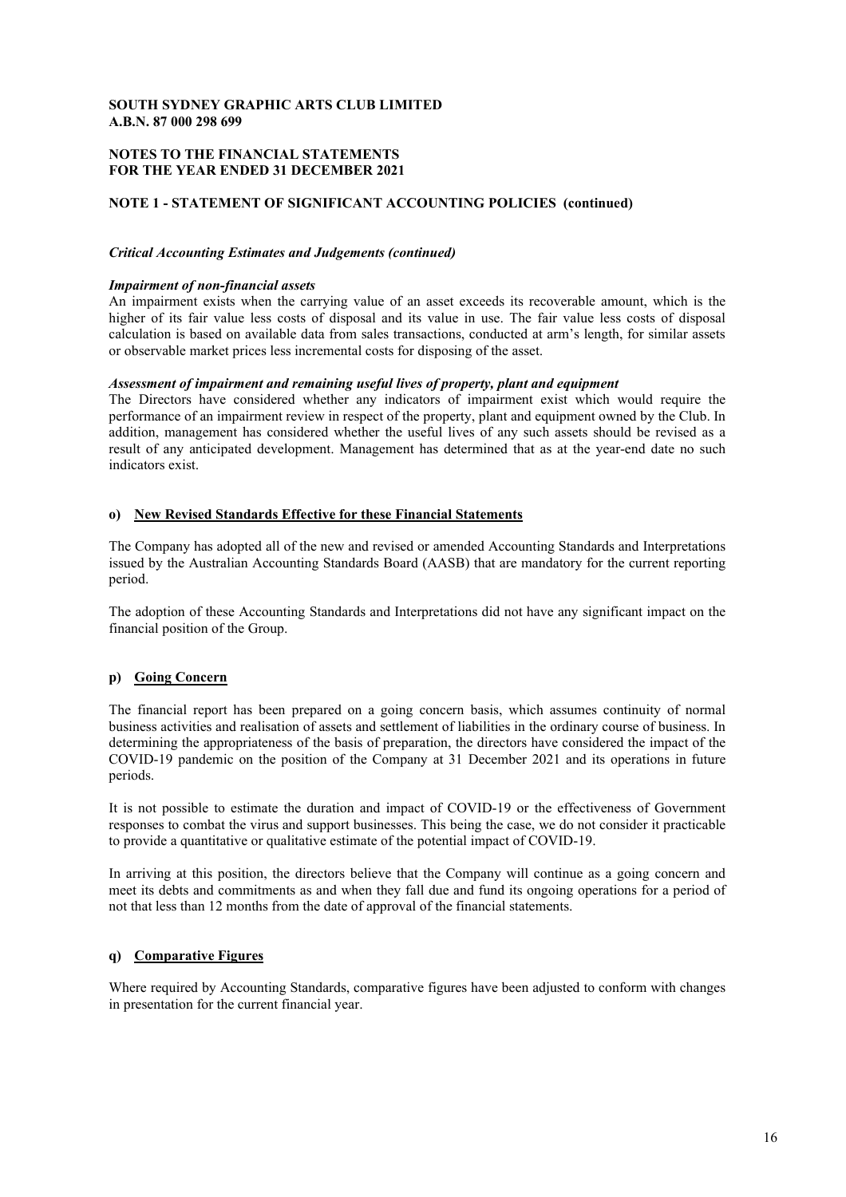**SOUTH SYDNEY GRAPHIC ARTS CLUB LIMITED**
**A.B.N. 87 000 298 699**

**NOTES TO THE FINANCIAL STATEMENTS**
**FOR THE YEAR ENDED 31 DECEMBER 2021**

**NOTE 1 - STATEMENT OF SIGNIFICANT ACCOUNTING POLICIES (continued)**

***Critical Accounting Estimates and Judgements (continued)***

***Impairment of non-financial assets***

An impairment exists when the carrying value of an asset exceeds its recoverable amount, which is the higher of its fair value less costs of disposal and its value in use. The fair value less costs of disposal calculation is based on available data from sales transactions, conducted at arm's length, for similar assets or observable market prices less incremental costs for disposing of the asset.

***Assessment of impairment and remaining useful lives of property, plant and equipment***

The Directors have considered whether any indicators of impairment exist which would require the performance of an impairment review in respect of the property, plant and equipment owned by the Club. In addition, management has considered whether the useful lives of any such assets should be revised as a result of any anticipated development. Management has determined that as at the year-end date no such indicators exist.

**o) New Revised Standards Effective for these Financial Statements**

The Company has adopted all of the new and revised or amended Accounting Standards and Interpretations issued by the Australian Accounting Standards Board (AASB) that are mandatory for the current reporting period.

The adoption of these Accounting Standards and Interpretations did not have any significant impact on the financial position of the Group.

**p) Going Concern**

The financial report has been prepared on a going concern basis, which assumes continuity of normal business activities and realisation of assets and settlement of liabilities in the ordinary course of business. In determining the appropriateness of the basis of preparation, the directors have considered the impact of the COVID-19 pandemic on the position of the Company at 31 December 2021 and its operations in future periods.

It is not possible to estimate the duration and impact of COVID-19 or the effectiveness of Government responses to combat the virus and support businesses. This being the case, we do not consider it practicable to provide a quantitative or qualitative estimate of the potential impact of COVID-19.

In arriving at this position, the directors believe that the Company will continue as a going concern and meet its debts and commitments as and when they fall due and fund its ongoing operations for a period of not that less than 12 months from the date of approval of the financial statements.

**q) Comparative Figures**

Where required by Accounting Standards, comparative figures have been adjusted to conform with changes in presentation for the current financial year.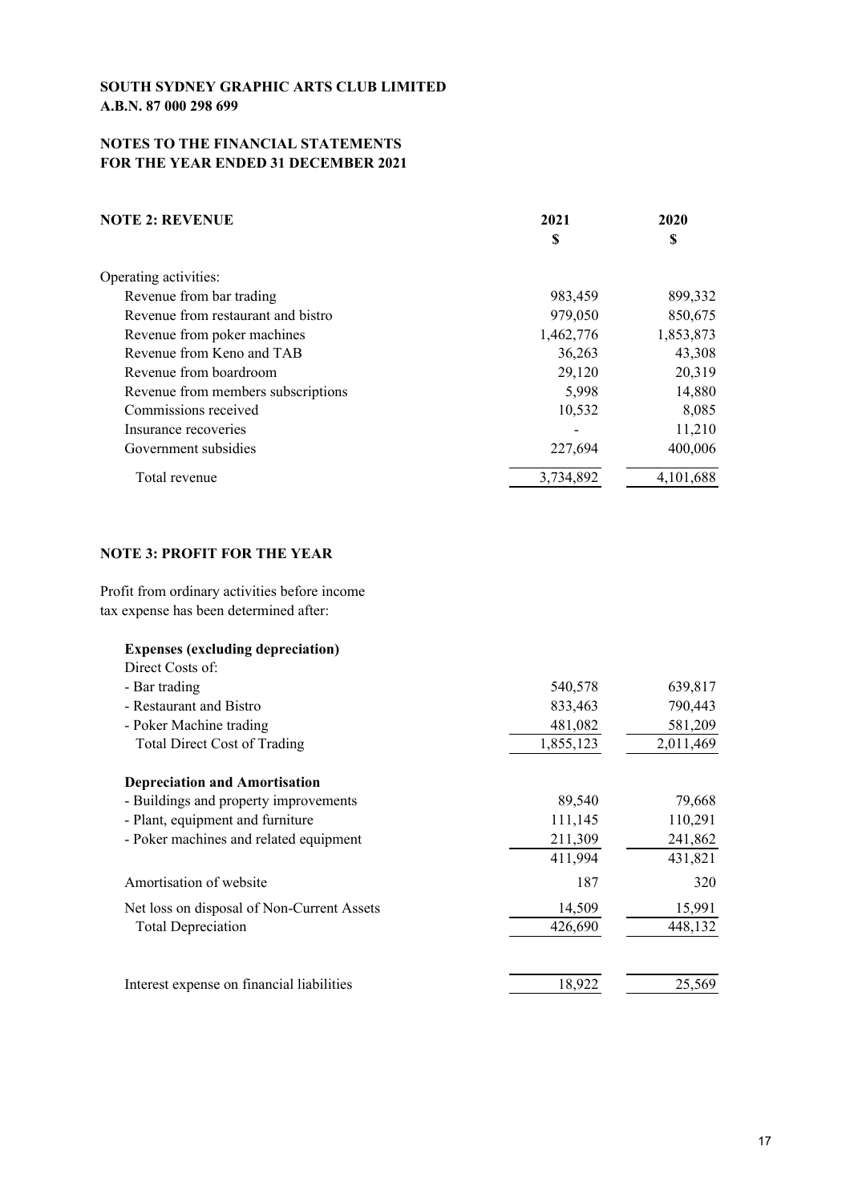**SOUTH SYDNEY GRAPHIC ARTS CLUB LIMITED**
**A.B.N. 87 000 298 699**

**NOTES TO THE FINANCIAL STATEMENTS**
**FOR THE YEAR ENDED 31 DECEMBER 2021**

| **NOTE 2: REVENUE** | **2021** | **2020** |
|---|---|---|
| | **$** | **$** |
| Operating activities: | | |
| Revenue from bar trading | 983,459 | 899,332 |
| Revenue from restaurant and bistro | 979,050 | 850,675 |
| Revenue from poker machines | 1,462,776 | 1,853,873 |
| Revenue from Keno and TAB | 36,263 | 43,308 |
| Revenue from boardroom | 29,120 | 20,319 |
| Revenue from members subscriptions | 5,998 | 14,880 |
| Commissions received | 10,532 | 8,085 |
| Insurance recoveries | - | 11,210 |
| Government subsidies | 227,694 | 400,006 |
| Total revenue | 3,734,892 | 4,101,688 |

**NOTE 3: PROFIT FOR THE YEAR**

Profit from ordinary activities before income tax expense has been determined after:

| | 2021 | 2020 |
|---|---|---|
| **Expenses (excluding depreciation)** | | |
| Direct Costs of: | | |
| - Bar trading | 540,578 | 639,817 |
| - Restaurant and Bistro | 833,463 | 790,443 |
| - Poker Machine trading | 481,082 | 581,209 |
| Total Direct Cost of Trading | 1,855,123 | 2,011,469 |
| **Depreciation and Amortisation** | | |
| - Buildings and property improvements | 89,540 | 79,668 |
| - Plant, equipment and furniture | 111,145 | 110,291 |
| - Poker machines and related equipment | 211,309 | 241,862 |
| | 411,994 | 431,821 |
| Amortisation of website | 187 | 320 |
| Net loss on disposal of Non-Current Assets | 14,509 | 15,991 |
| Total Depreciation | 426,690 | 448,132 |
| Interest expense on financial liabilities | 18,922 | 25,569 |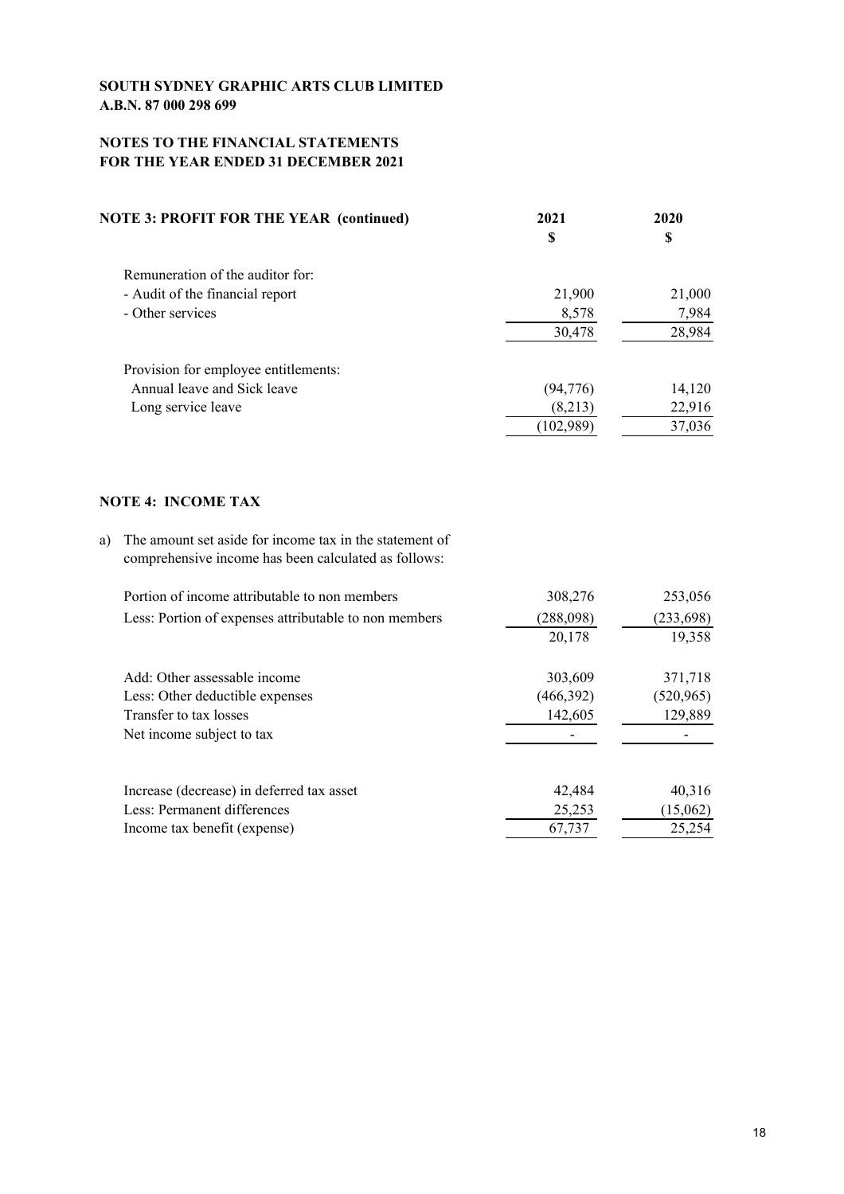**SOUTH SYDNEY GRAPHIC ARTS CLUB LIMITED**
**A.B.N. 87 000 298 699**

**NOTES TO THE FINANCIAL STATEMENTS**
**FOR THE YEAR ENDED 31 DECEMBER 2021**

| **NOTE 3: PROFIT FOR THE YEAR (continued)** | **2021** **$** | **2020** **$** |
|---|---|---|
| Remuneration of the auditor for: | | |
| - Audit of the financial report | 21,900 | 21,000 |
| - Other services | 8,578 | 7,984 |
| | 30,478 | 28,984 |
| Provision for employee entitlements: | | |
| Annual leave and Sick leave | (94,776) | 14,120 |
| Long service leave | (8,213) | 22,916 |
| | (102,989) | 37,036 |

**NOTE 4: INCOME TAX**

a) The amount set aside for income tax in the statement of comprehensive income has been calculated as follows:

| | 2021 | 2020 |
|---|---|---|
| Portion of income attributable to non members | 308,276 | 253,056 |
| Less: Portion of expenses attributable to non members | (288,098) | (233,698) |
| | 20,178 | 19,358 |
| Add: Other assessable income | 303,609 | 371,718 |
| Less: Other deductible expenses | (466,392) | (520,965) |
| Transfer to tax losses | 142,605 | 129,889 |
| Net income subject to tax | - | - |
| Increase (decrease) in deferred tax asset | 42,484 | 40,316 |
| Less: Permanent differences | 25,253 | (15,062) |
| Income tax benefit (expense) | 67,737 | 25,254 |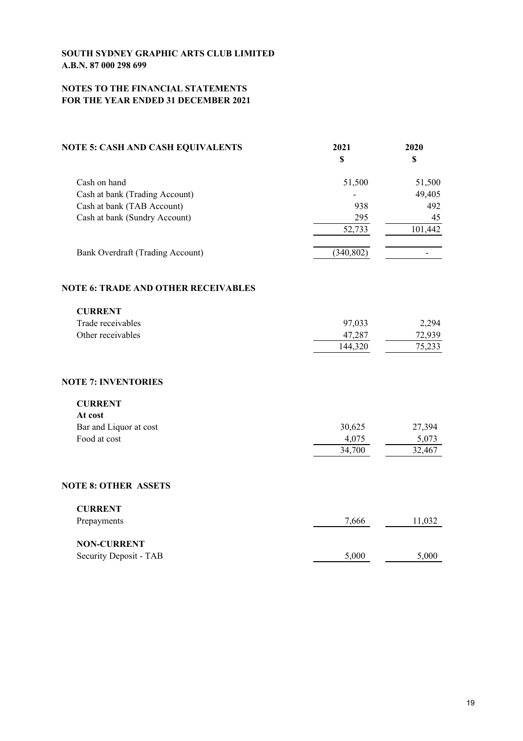**SOUTH SYDNEY GRAPHIC ARTS CLUB LIMITED**
**A.B.N. 87 000 298 699**

**NOTES TO THE FINANCIAL STATEMENTS**
**FOR THE YEAR ENDED 31 DECEMBER 2021**

## NOTE 5: CASH AND CASH EQUIVALENTS

| | 2021 $ | 2020 $ |
|---|---|---|
| Cash on hand | 51,500 | 51,500 |
| Cash at bank (Trading Account) | - | 49,405 |
| Cash at bank (TAB Account) | 938 | 492 |
| Cash at bank (Sundry Account) | 295 | 45 |
| | 52,733 | 101,442 |
| Bank Overdraft (Trading Account) | (340,802) | - |

## NOTE 6: TRADE AND OTHER RECEIVABLES

| | 2021 $ | 2020 $ |
|---|---|---|
| **CURRENT** | | |
| Trade receivables | 97,033 | 2,294 |
| Other receivables | 47,287 | 72,939 |
| | 144,320 | 75,233 |

## NOTE 7: INVENTORIES

| | 2021 $ | 2020 $ |
|---|---|---|
| **CURRENT** | | |
| **At cost** | | |
| Bar and Liquor at cost | 30,625 | 27,394 |
| Food at cost | 4,075 | 5,073 |
| | 34,700 | 32,467 |

## NOTE 8: OTHER ASSETS

| | 2021 $ | 2020 $ |
|---|---|---|
| **CURRENT** | | |
| Prepayments | 7,666 | 11,032 |
| **NON-CURRENT** | | |
| Security Deposit - TAB | 5,000 | 5,000 |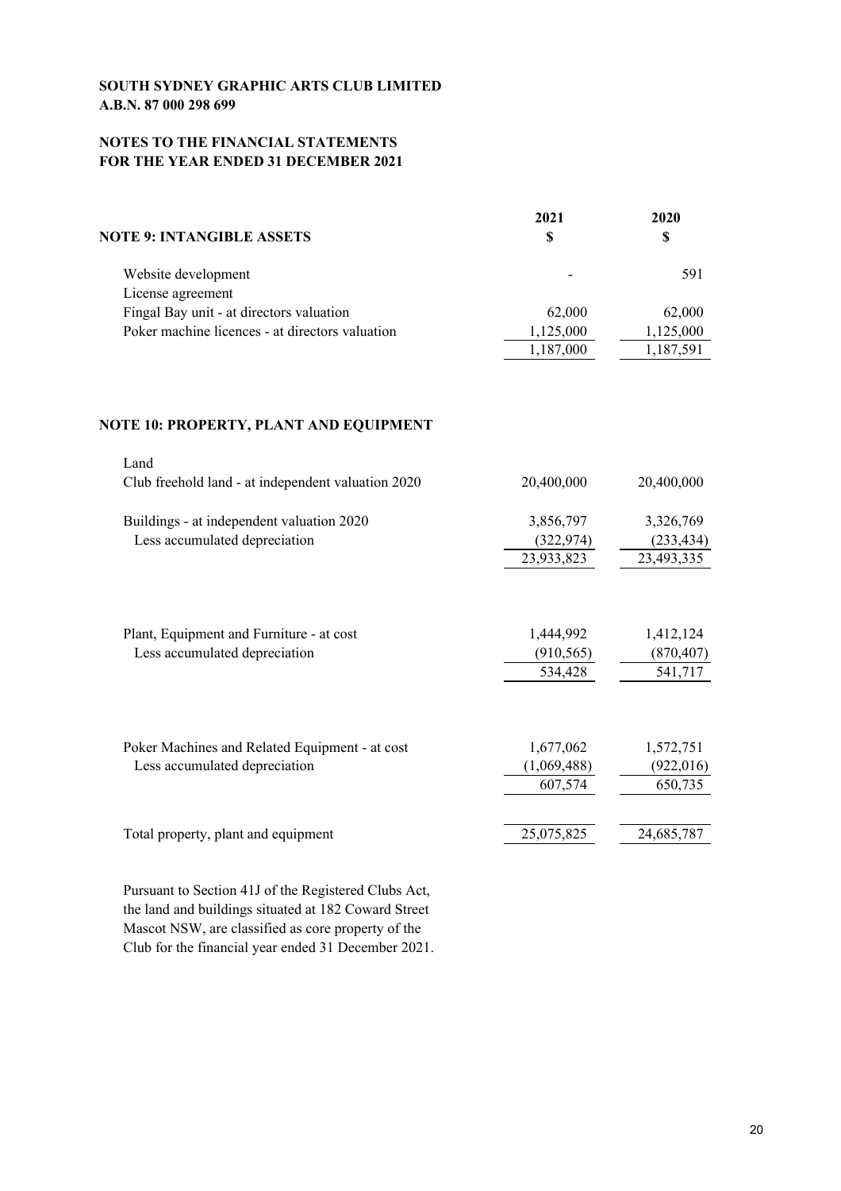**SOUTH SYDNEY GRAPHIC ARTS CLUB LIMITED**
**A.B.N. 87 000 298 699**

**NOTES TO THE FINANCIAL STATEMENTS**
**FOR THE YEAR ENDED 31 DECEMBER 2021**

| **NOTE 9: INTANGIBLE ASSETS** | **2021** <br> **$** | **2020** <br> **$** |
|---|---|---|
| Website development | - | 591 |
| License agreement | | |
| Fingal Bay unit - at directors valuation | 62,000 | 62,000 |
| Poker machine licences - at directors valuation | 1,125,000 | 1,125,000 |
| | 1,187,000 | 1,187,591 |

**NOTE 10: PROPERTY, PLANT AND EQUIPMENT**

| | 2021 | 2020 |
|---|---|---|
| Land | | |
| Club freehold land - at independent valuation 2020 | 20,400,000 | 20,400,000 |
| Buildings - at independent valuation 2020 | 3,856,797 | 3,326,769 |
| Less accumulated depreciation | (322,974) | (233,434) |
| | 23,933,823 | 23,493,335 |
| Plant, Equipment and Furniture - at cost | 1,444,992 | 1,412,124 |
| Less accumulated depreciation | (910,565) | (870,407) |
| | 534,428 | 541,717 |
| Poker Machines and Related Equipment - at cost | 1,677,062 | 1,572,751 |
| Less accumulated depreciation | (1,069,488) | (922,016) |
| | 607,574 | 650,735 |
| Total property, plant and equipment | 25,075,825 | 24,685,787 |

Pursuant to Section 41J of the Registered Clubs Act, the land and buildings situated at 182 Coward Street Mascot NSW, are classified as core property of the Club for the financial year ended 31 December 2021.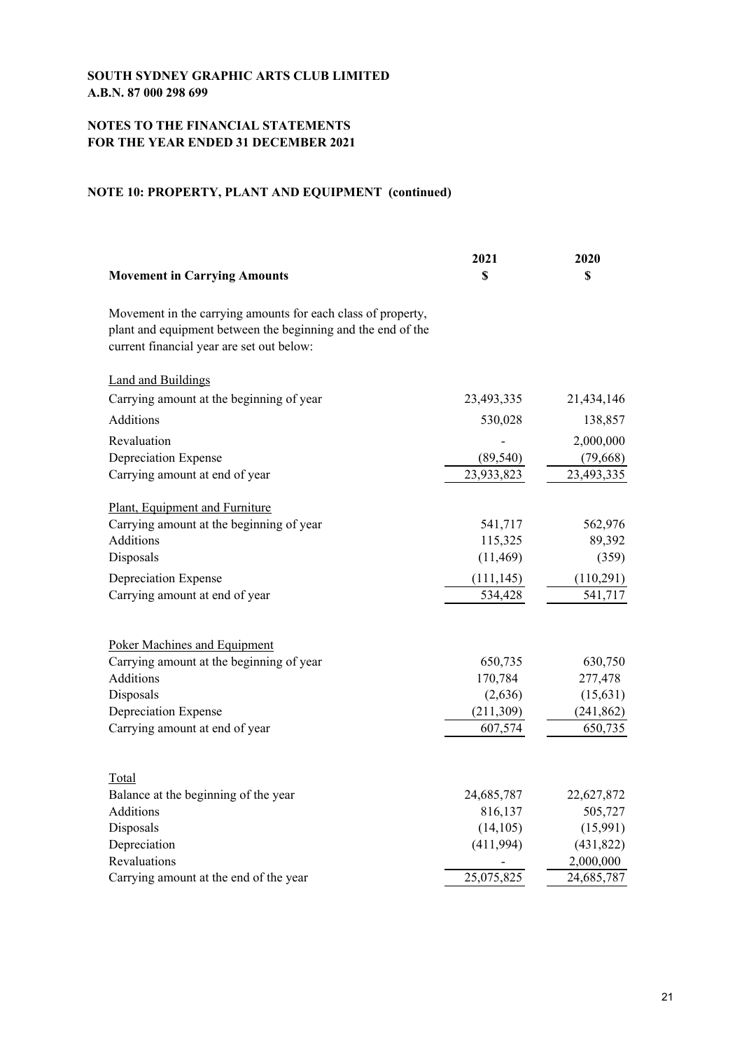**SOUTH SYDNEY GRAPHIC ARTS CLUB LIMITED**
**A.B.N. 87 000 298 699**

**NOTES TO THE FINANCIAL STATEMENTS**
**FOR THE YEAR ENDED 31 DECEMBER 2021**

**NOTE 10: PROPERTY, PLANT AND EQUIPMENT (continued)**

| **Movement in Carrying Amounts** | **2021 $** | **2020 $** |
|---|---|---|
| Movement in the carrying amounts for each class of property, plant and equipment between the beginning and the end of the current financial year are set out below: | | |
| Land and Buildings | | |
| Carrying amount at the beginning of year | 23,493,335 | 21,434,146 |
| Additions | 530,028 | 138,857 |
| Revaluation | - | 2,000,000 |
| Depreciation Expense | (89,540) | (79,668) |
| Carrying amount at end of year | 23,933,823 | 23,493,335 |
| Plant, Equipment and Furniture | | |
| Carrying amount at the beginning of year | 541,717 | 562,976 |
| Additions | 115,325 | 89,392 |
| Disposals | (11,469) | (359) |
| Depreciation Expense | (111,145) | (110,291) |
| Carrying amount at end of year | 534,428 | 541,717 |
| Poker Machines and Equipment | | |
| Carrying amount at the beginning of year | 650,735 | 630,750 |
| Additions | 170,784 | 277,478 |
| Disposals | (2,636) | (15,631) |
| Depreciation Expense | (211,309) | (241,862) |
| Carrying amount at end of year | 607,574 | 650,735 |
| Total | | |
| Balance at the beginning of the year | 24,685,787 | 22,627,872 |
| Additions | 816,137 | 505,727 |
| Disposals | (14,105) | (15,991) |
| Depreciation | (411,994) | (431,822) |
| Revaluations | - | 2,000,000 |
| Carrying amount at the end of the year | 25,075,825 | 24,685,787 |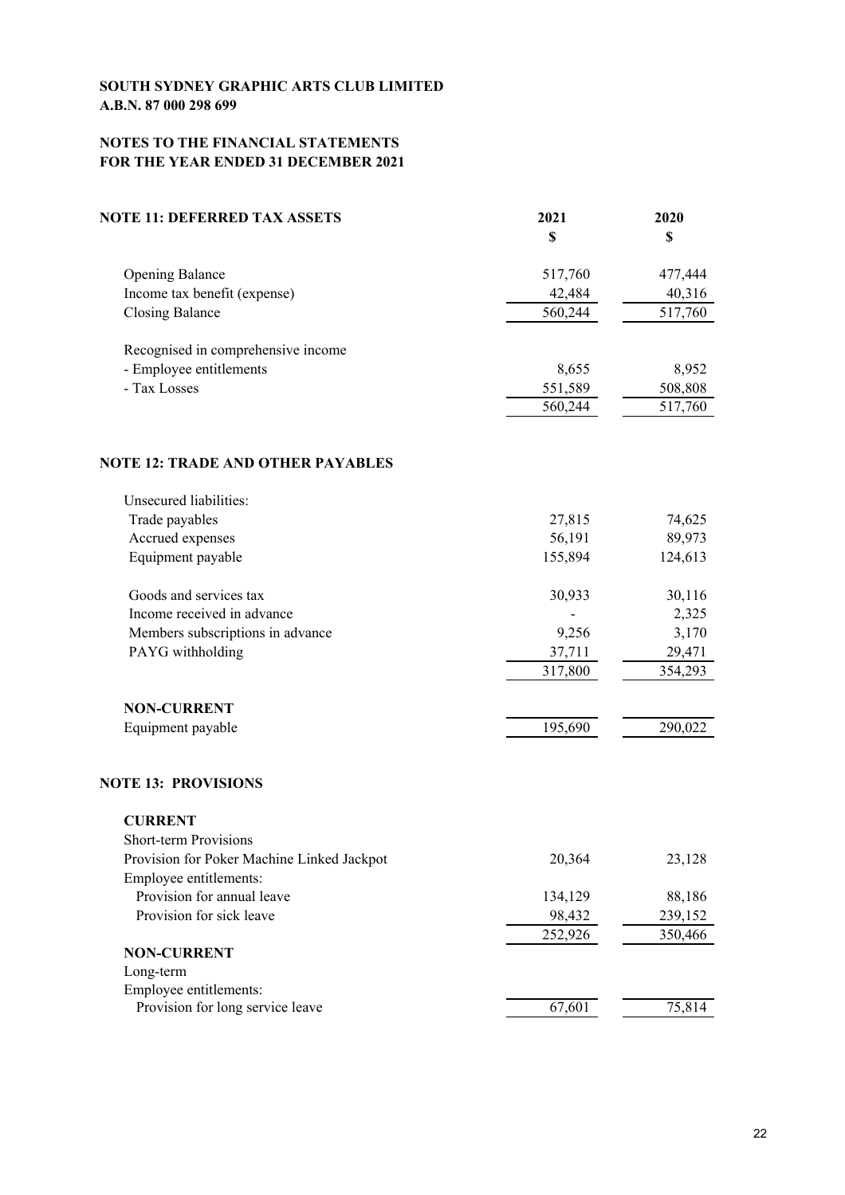**SOUTH SYDNEY GRAPHIC ARTS CLUB LIMITED**
**A.B.N. 87 000 298 699**

**NOTES TO THE FINANCIAL STATEMENTS**
**FOR THE YEAR ENDED 31 DECEMBER 2021**

## NOTE 11: DEFERRED TAX ASSETS

| | 2021 | 2020 |
|---|---|---|
| | $ | $ |
| Opening Balance | 517,760 | 477,444 |
| Income tax benefit (expense) | 42,484 | 40,316 |
| Closing Balance | 560,244 | 517,760 |
| | | |
| Recognised in comprehensive income | | |
| - Employee entitlements | 8,655 | 8,952 |
| - Tax Losses | 551,589 | 508,808 |
| | 560,244 | 517,760 |

## NOTE 12: TRADE AND OTHER PAYABLES

| | 2021 | 2020 |
|---|---|---|
| Unsecured liabilities: | | |
| Trade payables | 27,815 | 74,625 |
| Accrued expenses | 56,191 | 89,973 |
| Equipment payable | 155,894 | 124,613 |
| | | |
| Goods and services tax | 30,933 | 30,116 |
| Income received in advance | - | 2,325 |
| Members subscriptions in advance | 9,256 | 3,170 |
| PAYG withholding | 37,711 | 29,471 |
| | 317,800 | 354,293 |
| | | |
| **NON-CURRENT** | | |
| Equipment payable | 195,690 | 290,022 |

## NOTE 13: PROVISIONS

| | 2021 | 2020 |
|---|---|---|
| **CURRENT** | | |
| Short-term Provisions | | |
| Provision for Poker Machine Linked Jackpot | 20,364 | 23,128 |
| Employee entitlements: | | |
| Provision for annual leave | 134,129 | 88,186 |
| Provision for sick leave | 98,432 | 239,152 |
| | 252,926 | 350,466 |
| **NON-CURRENT** | | |
| Long-term | | |
| Employee entitlements: | | |
| Provision for long service leave | 67,601 | 75,814 |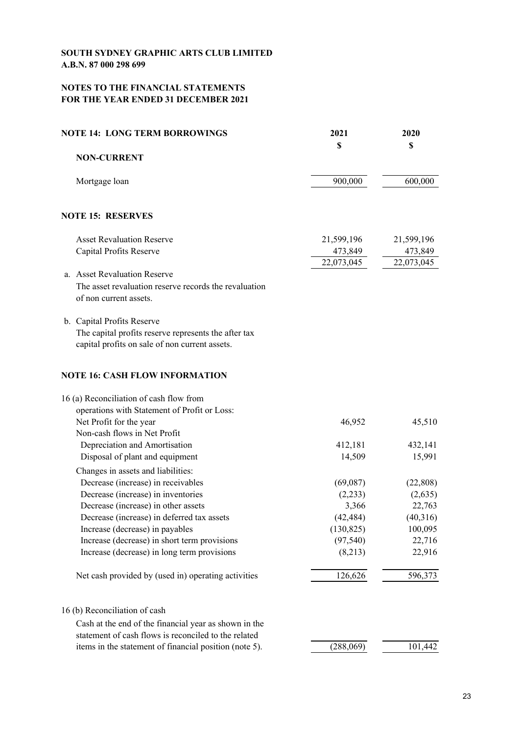**SOUTH SYDNEY GRAPHIC ARTS CLUB LIMITED**
**A.B.N. 87 000 298 699**

**NOTES TO THE FINANCIAL STATEMENTS**
**FOR THE YEAR ENDED 31 DECEMBER 2021**

## NOTE 14: LONG TERM BORROWINGS

| | 2021 | 2020 |
|---|---|---|
| | $ | $ |
| **NON-CURRENT** | | |
| Mortgage loan | 900,000 | 600,000 |

## NOTE 15: RESERVES

| | 2021 | 2020 |
|---|---|---|
| Asset Revaluation Reserve | 21,599,196 | 21,599,196 |
| Capital Profits Reserve | 473,849 | 473,849 |
| | 22,073,045 | 22,073,045 |

a. Asset Revaluation Reserve
The asset revaluation reserve records the revaluation of non current assets.

b. Capital Profits Reserve
The capital profits reserve represents the after tax capital profits on sale of non current assets.

## NOTE 16: CASH FLOW INFORMATION

| | 2021 | 2020 |
|---|---|---|
| 16 (a) Reconciliation of cash flow from operations with Statement of Profit or Loss: | | |
| Net Profit for the year | 46,952 | 45,510 |
| Non-cash flows in Net Profit | | |
| Depreciation and Amortisation | 412,181 | 432,141 |
| Disposal of plant and equipment | 14,509 | 15,991 |
| Changes in assets and liabilities: | | |
| Decrease (increase) in receivables | (69,087) | (22,808) |
| Decrease (increase) in inventories | (2,233) | (2,635) |
| Decrease (increase) in other assets | 3,366 | 22,763 |
| Decrease (increase) in deferred tax assets | (42,484) | (40,316) |
| Increase (decrease) in payables | (130,825) | 100,095 |
| Increase (decrease) in short term provisions | (97,540) | 22,716 |
| Increase (decrease) in long term provisions | (8,213) | 22,916 |
| Net cash provided by (used in) operating activities | 126,626 | 596,373 |

16 (b) Reconciliation of cash

| | 2021 | 2020 |
|---|---|---|
| Cash at the end of the financial year as shown in the statement of cash flows is reconciled to the related items in the statement of financial position (note 5). | (288,069) | 101,442 |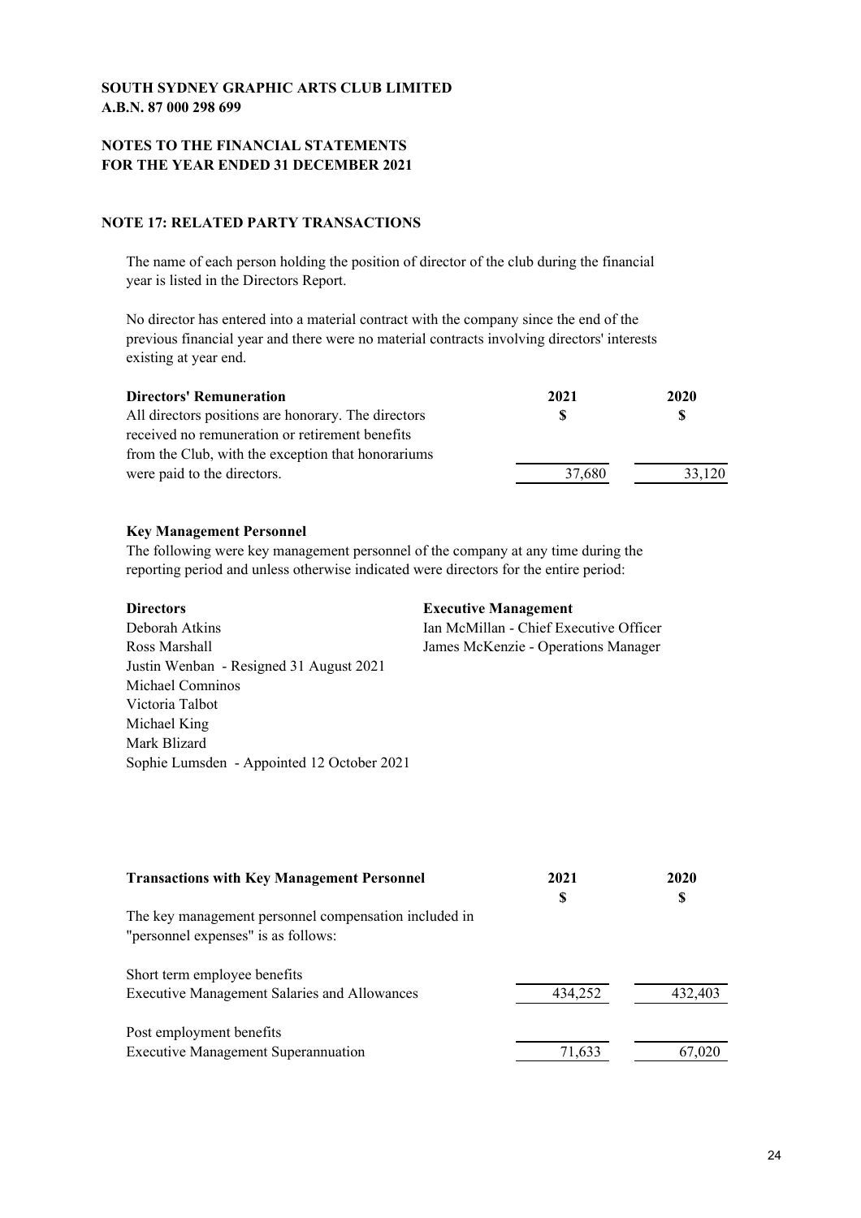**SOUTH SYDNEY GRAPHIC ARTS CLUB LIMITED**
**A.B.N. 87 000 298 699**

**NOTES TO THE FINANCIAL STATEMENTS**
**FOR THE YEAR ENDED 31 DECEMBER 2021**

## NOTE 17: RELATED PARTY TRANSACTIONS

The name of each person holding the position of director of the club during the financial year is listed in the Directors Report.

No director has entered into a material contract with the company since the end of the previous financial year and there were no material contracts involving directors' interests existing at year end.

| **Directors' Remuneration** | **2021** | **2020** |
|---|---|---|
| All directors positions are honorary. The directors received no remuneration or retirement benefits from the Club, with the exception that honorariums were paid to the directors. | **$** 37,680 | **$** 33,120 |

**Key Management Personnel**

The following were key management personnel of the company at any time during the reporting period and unless otherwise indicated were directors for the entire period:

**Directors**

Deborah Atkins
Ross Marshall
Justin Wenban - Resigned 31 August 2021
Michael Comninos
Victoria Talbot
Michael King
Mark Blizard
Sophie Lumsden - Appointed 12 October 2021

**Executive Management**

Ian McMillan - Chief Executive Officer
James McKenzie - Operations Manager

| **Transactions with Key Management Personnel** | **2021** | **2020** |
|---|---|---|
| | **$** | **$** |
| The key management personnel compensation included in "personnel expenses" is as follows: | | |
| Short term employee benefits | | |
| Executive Management Salaries and Allowances | 434,252 | 432,403 |
| Post employment benefits | | |
| Executive Management Superannuation | 71,633 | 67,020 |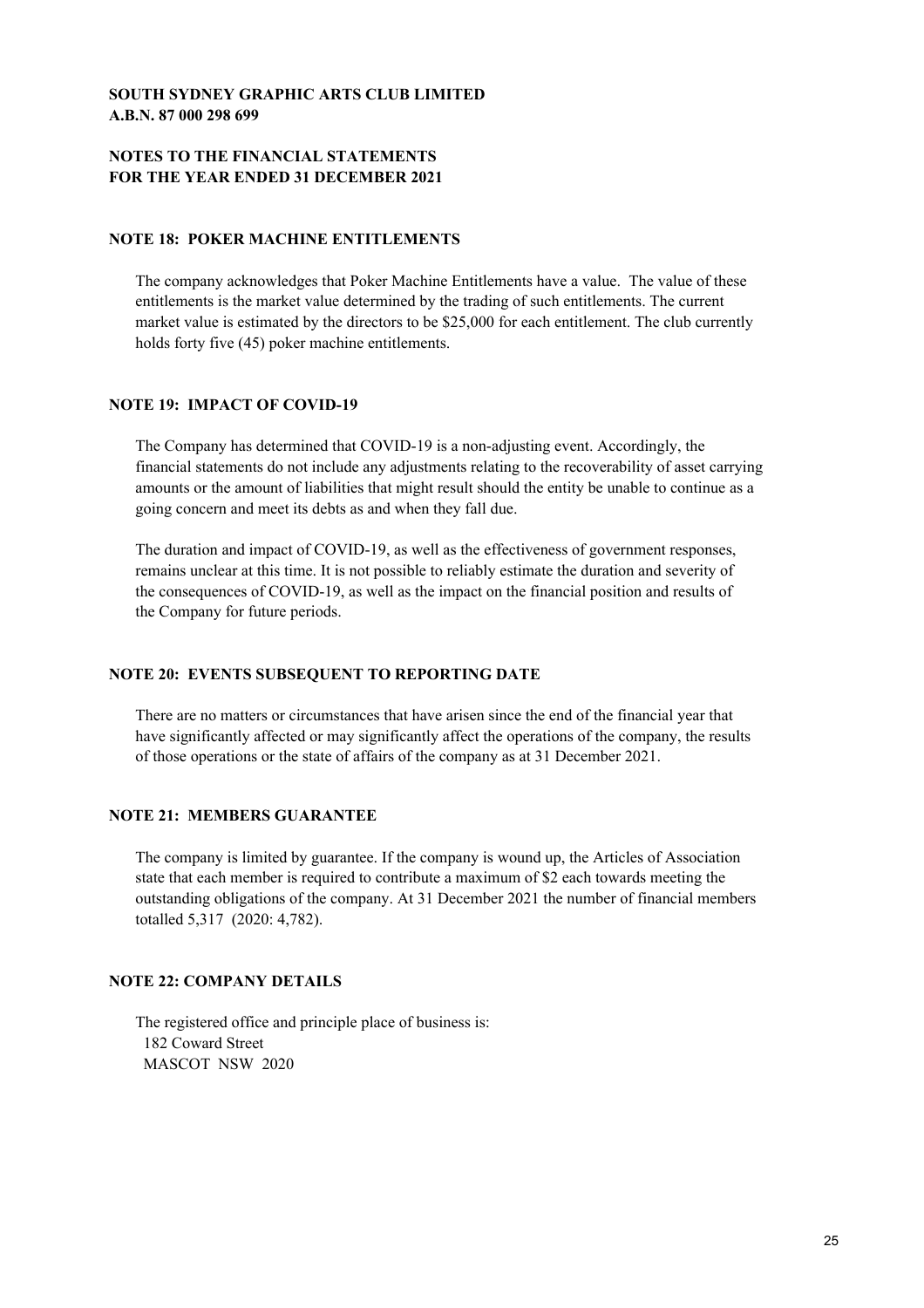**SOUTH SYDNEY GRAPHIC ARTS CLUB LIMITED**
**A.B.N. 87 000 298 699**

**NOTES TO THE FINANCIAL STATEMENTS**
**FOR THE YEAR ENDED 31 DECEMBER 2021**

## NOTE 18: POKER MACHINE ENTITLEMENTS

The company acknowledges that Poker Machine Entitlements have a value. The value of these entitlements is the market value determined by the trading of such entitlements. The current market value is estimated by the directors to be $25,000 for each entitlement. The club currently holds forty five (45) poker machine entitlements.

## NOTE 19: IMPACT OF COVID-19

The Company has determined that COVID-19 is a non-adjusting event. Accordingly, the financial statements do not include any adjustments relating to the recoverability of asset carrying amounts or the amount of liabilities that might result should the entity be unable to continue as a going concern and meet its debts as and when they fall due.

The duration and impact of COVID-19, as well as the effectiveness of government responses, remains unclear at this time. It is not possible to reliably estimate the duration and severity of the consequences of COVID-19, as well as the impact on the financial position and results of the Company for future periods.

## NOTE 20: EVENTS SUBSEQUENT TO REPORTING DATE

There are no matters or circumstances that have arisen since the end of the financial year that have significantly affected or may significantly affect the operations of the company, the results of those operations or the state of affairs of the company as at 31 December 2021.

## NOTE 21: MEMBERS GUARANTEE

The company is limited by guarantee. If the company is wound up, the Articles of Association state that each member is required to contribute a maximum of $2 each towards meeting the outstanding obligations of the company. At 31 December 2021 the number of financial members totalled 5,317 (2020: 4,782).

## NOTE 22: COMPANY DETAILS

The registered office and principle place of business is:
182 Coward Street
MASCOT NSW 2020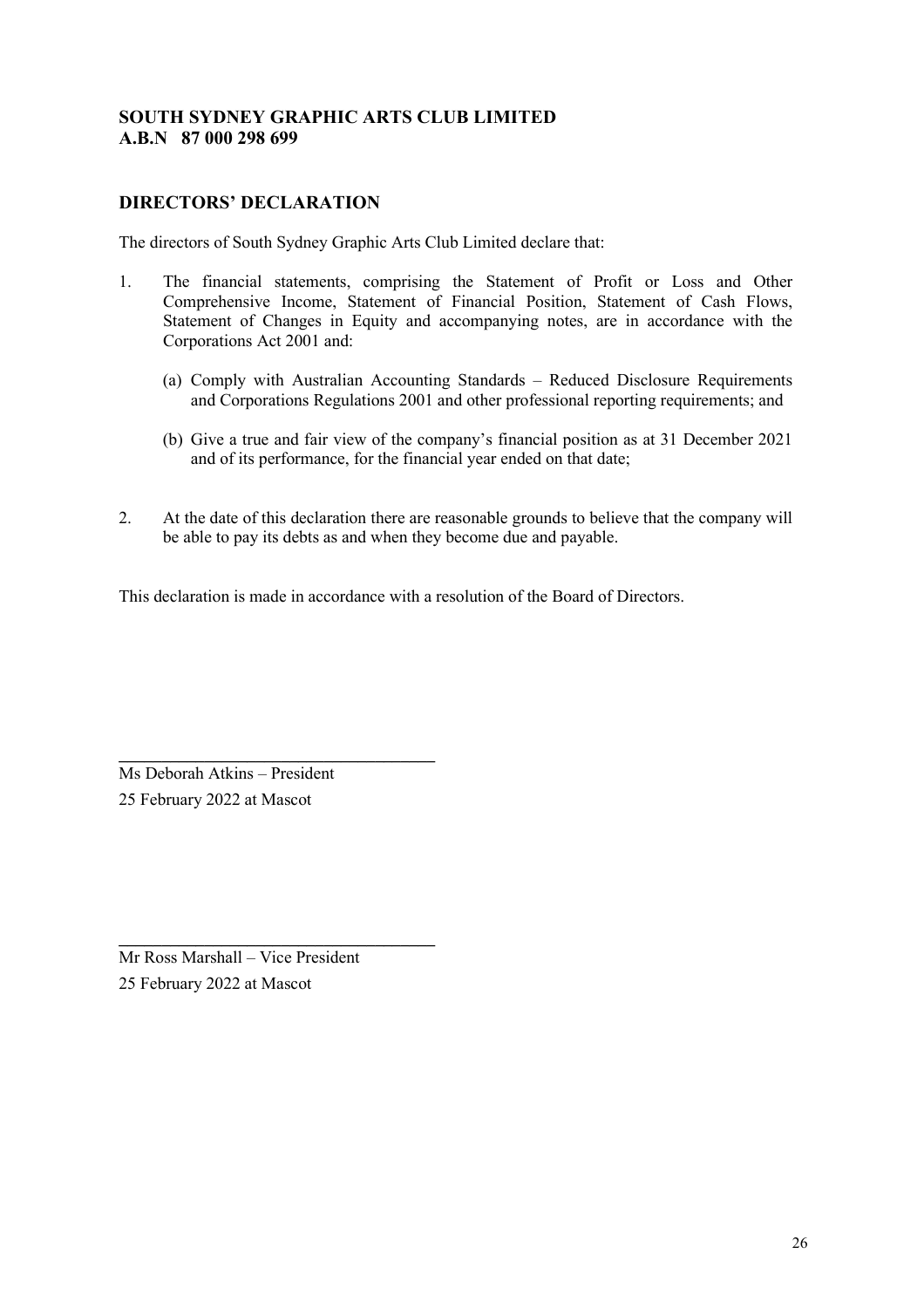**SOUTH SYDNEY GRAPHIC ARTS CLUB LIMITED**
**A.B.N 87 000 298 699**

## DIRECTORS' DECLARATION

The directors of South Sydney Graphic Arts Club Limited declare that:

1. The financial statements, comprising the Statement of Profit or Loss and Other Comprehensive Income, Statement of Financial Position, Statement of Cash Flows, Statement of Changes in Equity and accompanying notes, are in accordance with the Corporations Act 2001 and:

   (a) Comply with Australian Accounting Standards – Reduced Disclosure Requirements and Corporations Regulations 2001 and other professional reporting requirements; and

   (b) Give a true and fair view of the company's financial position as at 31 December 2021 and of its performance, for the financial year ended on that date;

2. At the date of this declaration there are reasonable grounds to believe that the company will be able to pay its debts as and when they become due and payable.

This declaration is made in accordance with a resolution of the Board of Directors.

Ms Deborah Atkins – President
25 February 2022 at Mascot

Mr Ross Marshall – Vice President
25 February 2022 at Mascot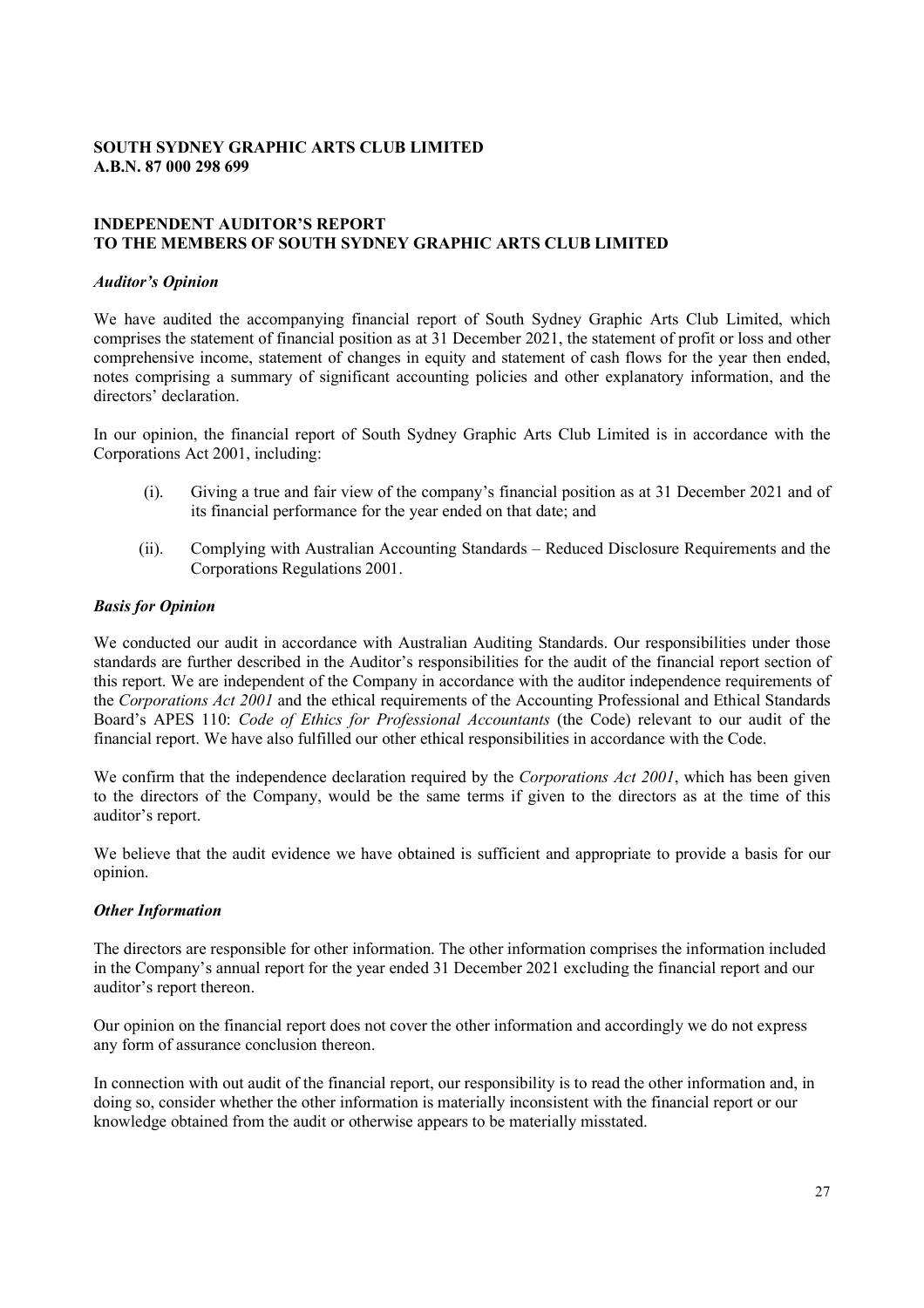**SOUTH SYDNEY GRAPHIC ARTS CLUB LIMITED**
**A.B.N. 87 000 298 699**

**INDEPENDENT AUDITOR'S REPORT**
**TO THE MEMBERS OF SOUTH SYDNEY GRAPHIC ARTS CLUB LIMITED**

***Auditor's Opinion***

We have audited the accompanying financial report of South Sydney Graphic Arts Club Limited, which comprises the statement of financial position as at 31 December 2021, the statement of profit or loss and other comprehensive income, statement of changes in equity and statement of cash flows for the year then ended, notes comprising a summary of significant accounting policies and other explanatory information, and the directors' declaration.

In our opinion, the financial report of South Sydney Graphic Arts Club Limited is in accordance with the Corporations Act 2001, including:

(i). Giving a true and fair view of the company's financial position as at 31 December 2021 and of its financial performance for the year ended on that date; and

(ii). Complying with Australian Accounting Standards – Reduced Disclosure Requirements and the Corporations Regulations 2001.

***Basis for Opinion***

We conducted our audit in accordance with Australian Auditing Standards. Our responsibilities under those standards are further described in the Auditor's responsibilities for the audit of the financial report section of this report. We are independent of the Company in accordance with the auditor independence requirements of the *Corporations Act 2001* and the ethical requirements of the Accounting Professional and Ethical Standards Board's APES 110: *Code of Ethics for Professional Accountants* (the Code) relevant to our audit of the financial report. We have also fulfilled our other ethical responsibilities in accordance with the Code.

We confirm that the independence declaration required by the *Corporations Act 2001*, which has been given to the directors of the Company, would be the same terms if given to the directors as at the time of this auditor's report.

We believe that the audit evidence we have obtained is sufficient and appropriate to provide a basis for our opinion.

***Other Information***

The directors are responsible for other information. The other information comprises the information included in the Company's annual report for the year ended 31 December 2021 excluding the financial report and our auditor's report thereon.

Our opinion on the financial report does not cover the other information and accordingly we do not express any form of assurance conclusion thereon.

In connection with out audit of the financial report, our responsibility is to read the other information and, in doing so, consider whether the other information is materially inconsistent with the financial report or our knowledge obtained from the audit or otherwise appears to be materially misstated.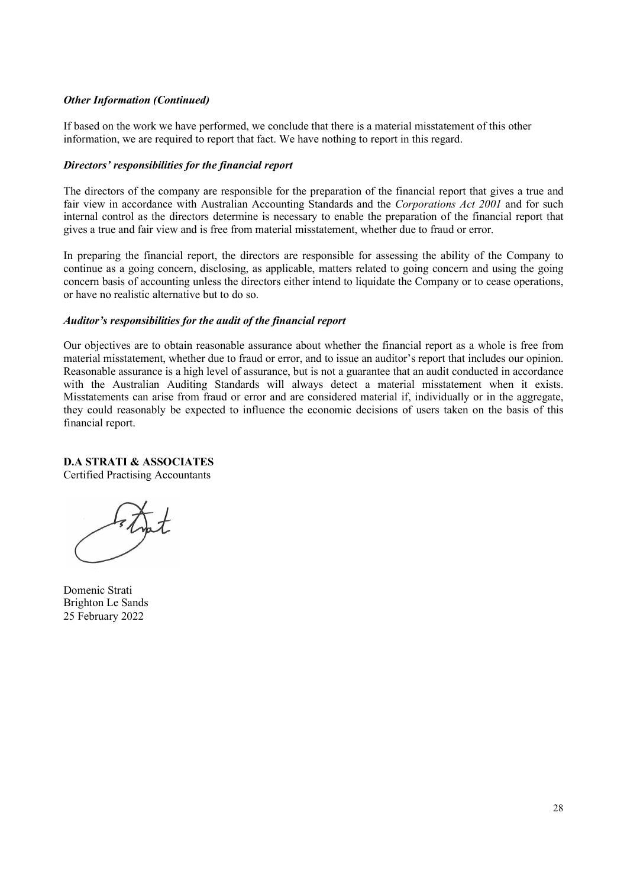***Other Information (Continued)***

If based on the work we have performed, we conclude that there is a material misstatement of this other information, we are required to report that fact. We have nothing to report in this regard.

***Directors' responsibilities for the financial report***

The directors of the company are responsible for the preparation of the financial report that gives a true and fair view in accordance with Australian Accounting Standards and the *Corporations Act 2001* and for such internal control as the directors determine is necessary to enable the preparation of the financial report that gives a true and fair view and is free from material misstatement, whether due to fraud or error.

In preparing the financial report, the directors are responsible for assessing the ability of the Company to continue as a going concern, disclosing, as applicable, matters related to going concern and using the going concern basis of accounting unless the directors either intend to liquidate the Company or to cease operations, or have no realistic alternative but to do so.

***Auditor's responsibilities for the audit of the financial report***

Our objectives are to obtain reasonable assurance about whether the financial report as a whole is free from material misstatement, whether due to fraud or error, and to issue an auditor's report that includes our opinion. Reasonable assurance is a high level of assurance, but is not a guarantee that an audit conducted in accordance with the Australian Auditing Standards will always detect a material misstatement when it exists. Misstatements can arise from fraud or error and are considered material if, individually or in the aggregate, they could reasonably be expected to influence the economic decisions of users taken on the basis of this financial report.

**D.A STRATI & ASSOCIATES**
Certified Practising Accountants

Domenic Strati
Brighton Le Sands
25 February 2022